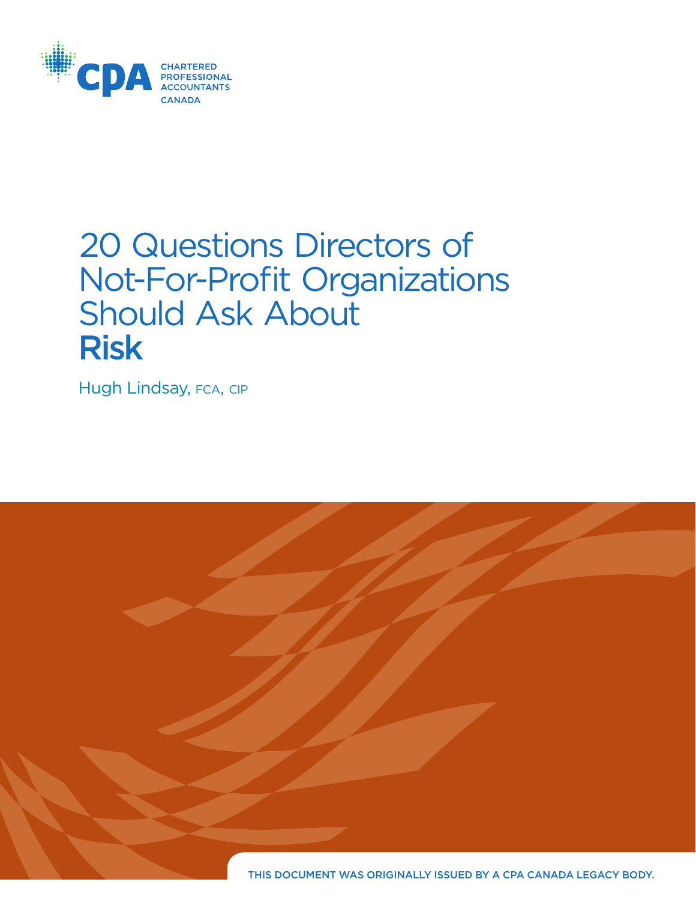CHARTERED PROFESSIONAL ACCOUNTANTS CANADA

# 20 Questions Directors of Not-For-Profit Organizations Should Ask About **Risk**

Hugh Lindsay, FCA, CIP

THIS DOCUMENT WAS ORIGINALLY ISSUED BY A CPA CANADA LEGACY BODY.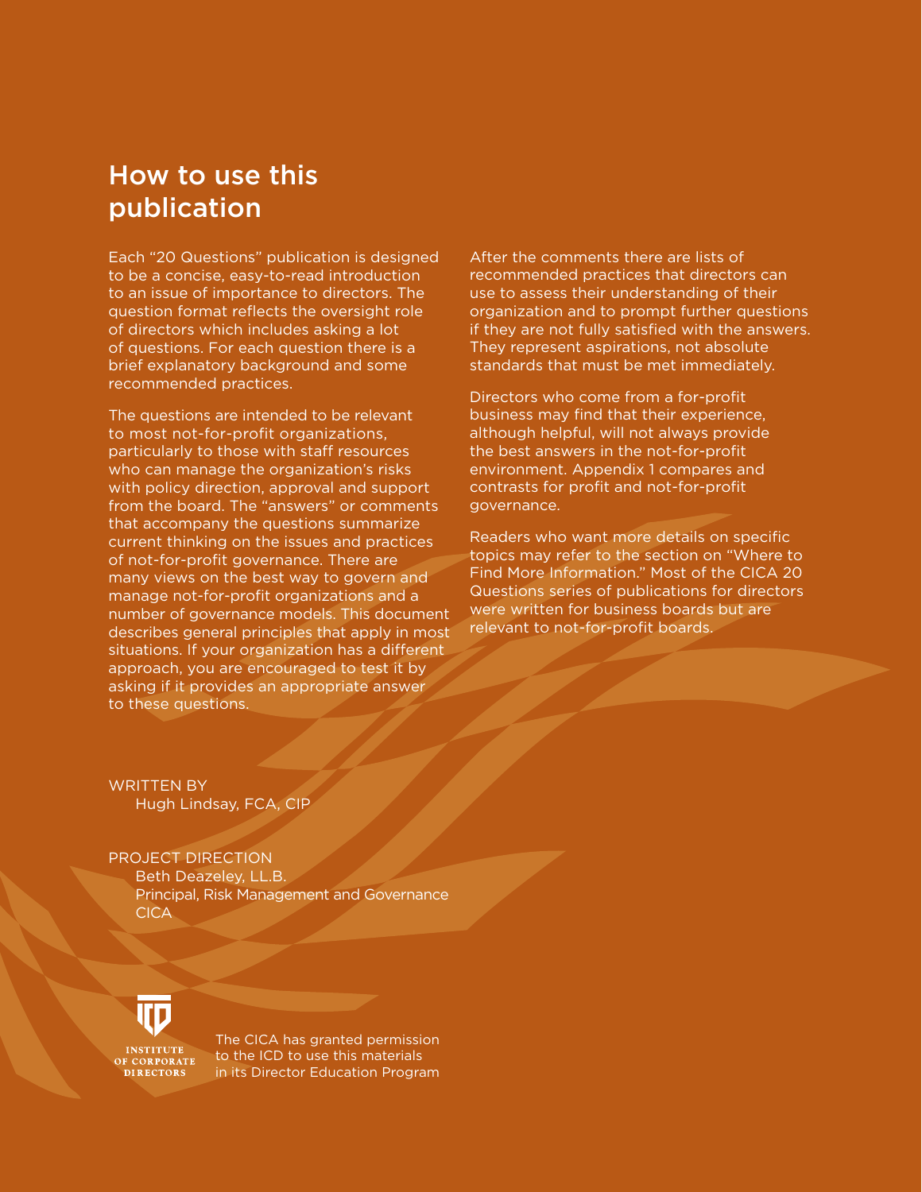# How to use this publication

Each "20 Questions" publication is designed to be a concise, easy-to-read introduction to an issue of importance to directors. The question format reflects the oversight role of directors which includes asking a lot of questions. For each question there is a brief explanatory background and some recommended practices.

The questions are intended to be relevant to most not-for-profit organizations, particularly to those with staff resources who can manage the organization's risks with policy direction, approval and support from the board. The "answers" or comments that accompany the questions summarize current thinking on the issues and practices of not-for-profit governance. There are many views on the best way to govern and manage not-for-profit organizations and a number of governance models. This document describes general principles that apply in most situations. If your organization has a different approach, you are encouraged to test it by asking if it provides an appropriate answer to these questions.

After the comments there are lists of recommended practices that directors can use to assess their understanding of their organization and to prompt further questions if they are not fully satisfied with the answers. They represent aspirations, not absolute standards that must be met immediately.

Directors who come from a for-profit business may find that their experience, although helpful, will not always provide the best answers in the not-for-profit environment. Appendix 1 compares and contrasts for profit and not-for-profit governance.

Readers who want more details on specific topics may refer to the section on "Where to Find More Information." Most of the CICA 20 Questions series of publications for directors were written for business boards but are relevant to not-for-profit boards.

WRITTEN BY
Hugh Lindsay, FCA, CIP

PROJECT DIRECTION
Beth Deazeley, LL.B.
Principal, Risk Management and Governance
CICA

INSTITUTE OF CORPORATE DIRECTORS

The CICA has granted permission to the ICD to use this materials in its Director Education Program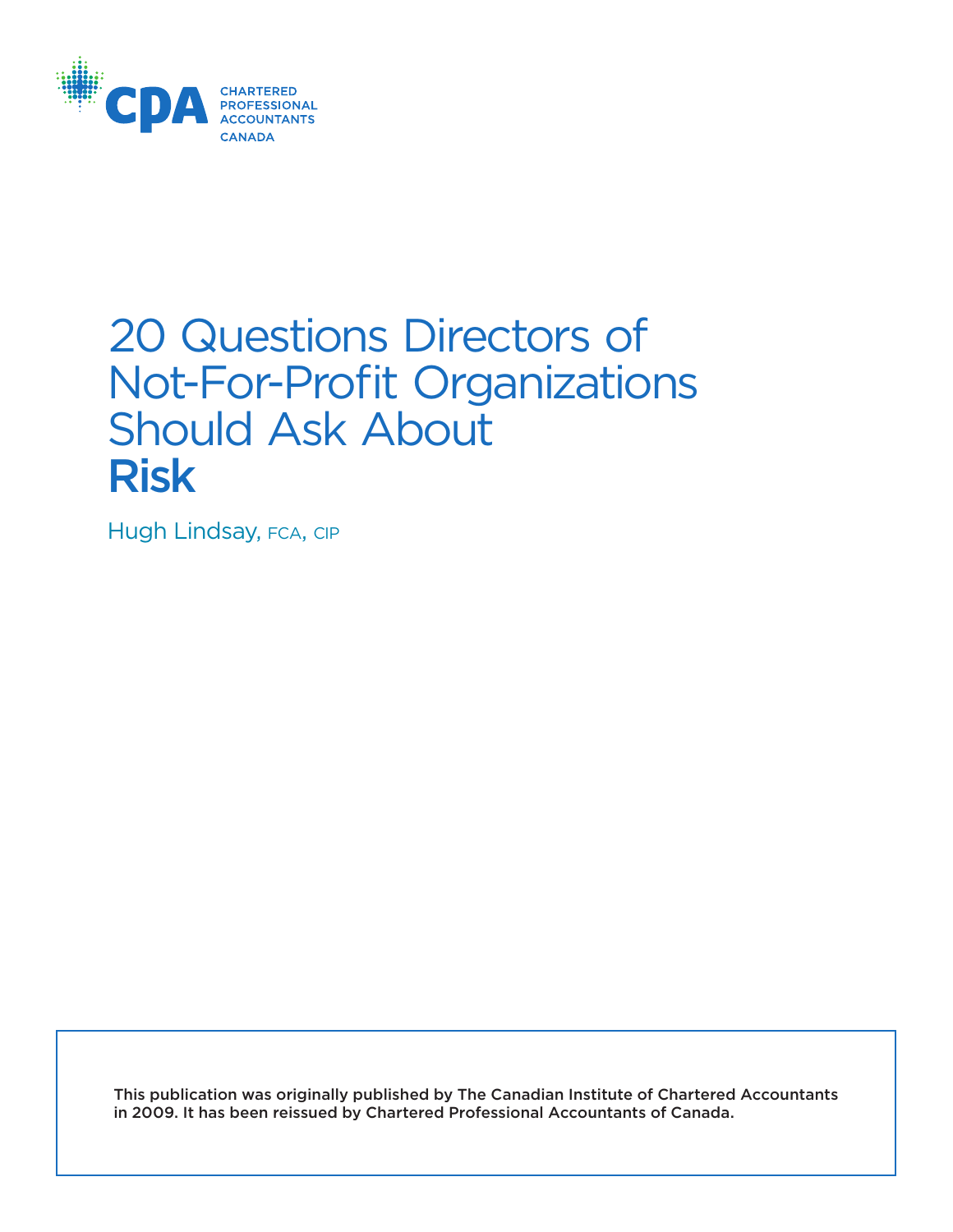CHARTERED PROFESSIONAL ACCOUNTANTS CANADA

# 20 Questions Directors of Not-For-Profit Organizations Should Ask About **Risk**

Hugh Lindsay, FCA, CIP

This publication was originally published by The Canadian Institute of Chartered Accountants in 2009. It has been reissued by Chartered Professional Accountants of Canada.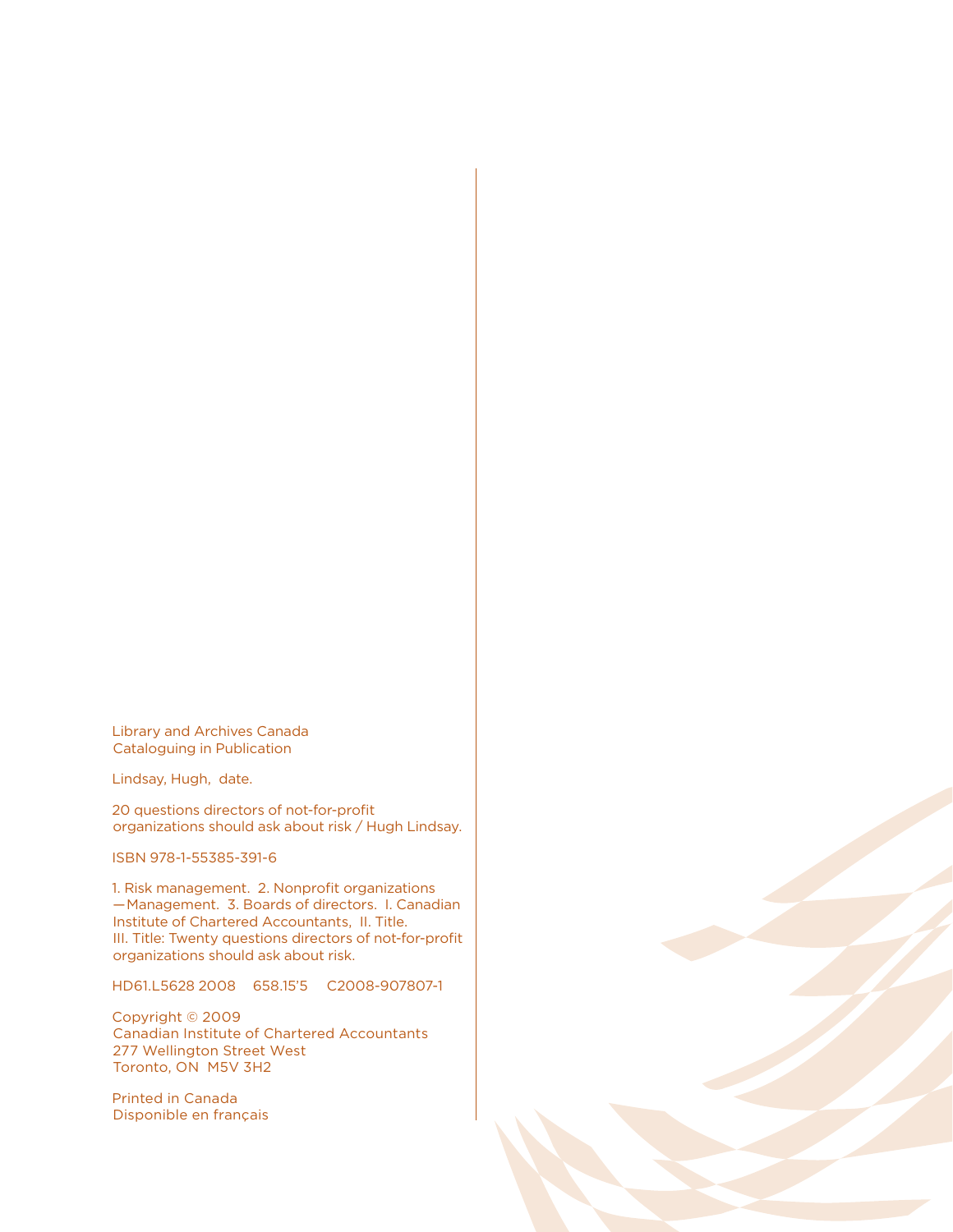Library and Archives Canada
Cataloguing in Publication

Lindsay, Hugh, date.

20 questions directors of not-for-profit organizations should ask about risk / Hugh Lindsay.

ISBN 978-1-55385-391-6

1. Risk management. 2. Nonprofit organizations —Management. 3. Boards of directors. I. Canadian Institute of Chartered Accountants, II. Title. III. Title: Twenty questions directors of not-for-profit organizations should ask about risk.

HD61.L5628 2008    658.15'5    C2008-907807-1

Copyright © 2009
Canadian Institute of Chartered Accountants
277 Wellington Street West
Toronto, ON M5V 3H2

Printed in Canada
Disponible en français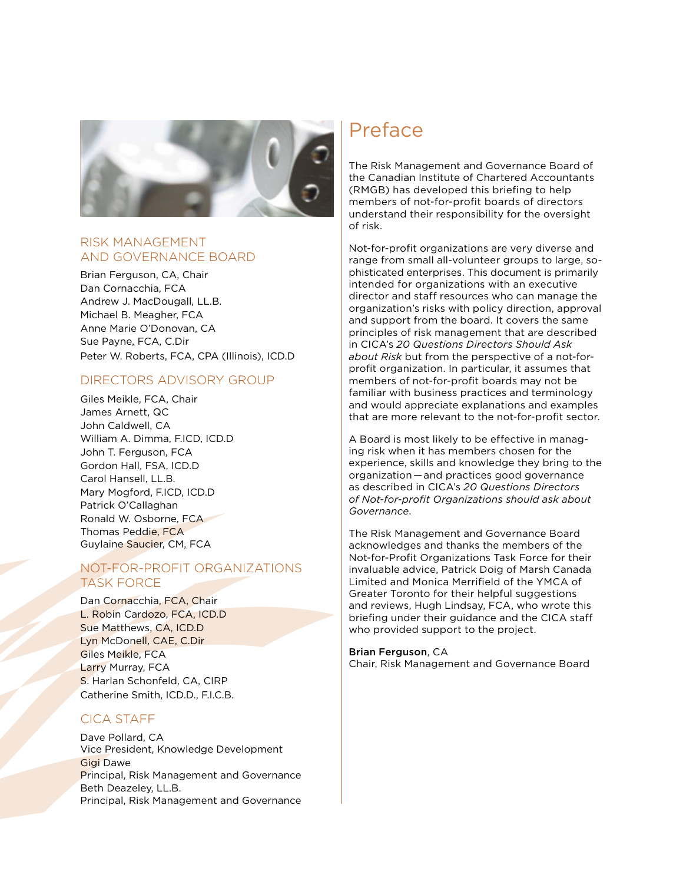## RISK MANAGEMENT AND GOVERNANCE BOARD

Brian Ferguson, CA, Chair
Dan Cornacchia, FCA
Andrew J. MacDougall, LL.B.
Michael B. Meagher, FCA
Anne Marie O'Donovan, CA
Sue Payne, FCA, C.Dir
Peter W. Roberts, FCA, CPA (Illinois), ICD.D

## DIRECTORS ADVISORY GROUP

Giles Meikle, FCA, Chair
James Arnett, QC
John Caldwell, CA
William A. Dimma, F.ICD, ICD.D
John T. Ferguson, FCA
Gordon Hall, FSA, ICD.D
Carol Hansell, LL.B.
Mary Mogford, F.ICD, ICD.D
Patrick O'Callaghan
Ronald W. Osborne, FCA
Thomas Peddie, FCA
Guylaine Saucier, CM, FCA

## NOT-FOR-PROFIT ORGANIZATIONS TASK FORCE

Dan Cornacchia, FCA, Chair
L. Robin Cardozo, FCA, ICD.D
Sue Matthews, CA, ICD.D
Lyn McDonell, CAE, C.Dir
Giles Meikle, FCA
Larry Murray, FCA
S. Harlan Schonfeld, CA, CIRP
Catherine Smith, ICD.D., F.I.C.B.

## CICA STAFF

Dave Pollard, CA
Vice President, Knowledge Development
Gigi Dawe
Principal, Risk Management and Governance
Beth Deazeley, LL.B.
Principal, Risk Management and Governance

# Preface

The Risk Management and Governance Board of the Canadian Institute of Chartered Accountants (RMGB) has developed this briefing to help members of not-for-profit boards of directors understand their responsibility for the oversight of risk.

Not-for-profit organizations are very diverse and range from small all-volunteer groups to large, sophisticated enterprises. This document is primarily intended for organizations with an executive director and staff resources who can manage the organization's risks with policy direction, approval and support from the board. It covers the same principles of risk management that are described in CICA's *20 Questions Directors Should Ask about Risk* but from the perspective of a not-for-profit organization. In particular, it assumes that members of not-for-profit boards may not be familiar with business practices and terminology and would appreciate explanations and examples that are more relevant to the not-for-profit sector.

A Board is most likely to be effective in managing risk when it has members chosen for the experience, skills and knowledge they bring to the organization—and practices good governance as described in CICA's *20 Questions Directors of Not-for-profit Organizations should ask about Governance*.

The Risk Management and Governance Board acknowledges and thanks the members of the Not-for-Profit Organizations Task Force for their invaluable advice, Patrick Doig of Marsh Canada Limited and Monica Merrifield of the YMCA of Greater Toronto for their helpful suggestions and reviews, Hugh Lindsay, FCA, who wrote this briefing under their guidance and the CICA staff who provided support to the project.

**Brian Ferguson**, CA
Chair, Risk Management and Governance Board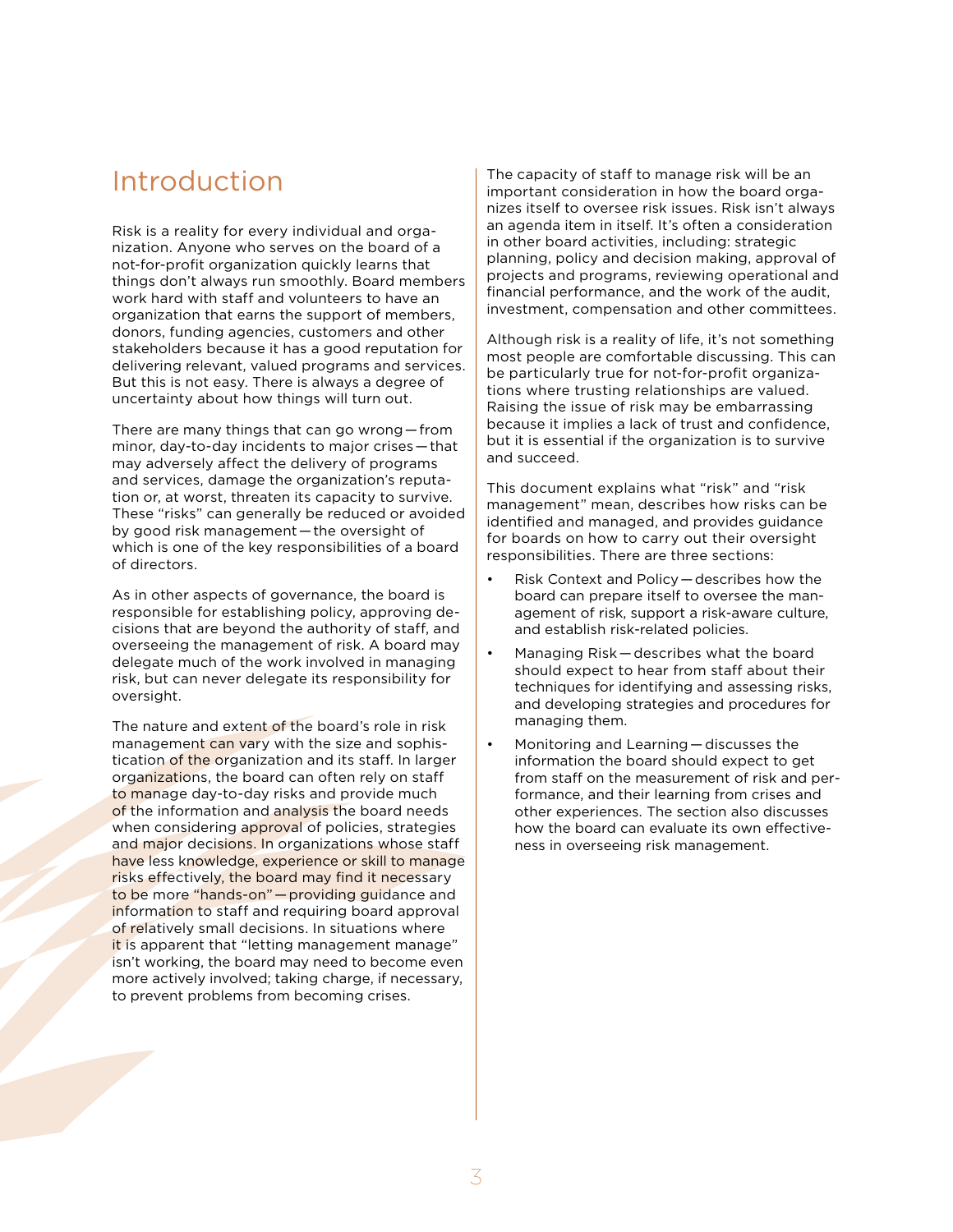# Introduction

Risk is a reality for every individual and organization. Anyone who serves on the board of a not-for-profit organization quickly learns that things don't always run smoothly. Board members work hard with staff and volunteers to have an organization that earns the support of members, donors, funding agencies, customers and other stakeholders because it has a good reputation for delivering relevant, valued programs and services. But this is not easy. There is always a degree of uncertainty about how things will turn out.

There are many things that can go wrong — from minor, day-to-day incidents to major crises — that may adversely affect the delivery of programs and services, damage the organization's reputation or, at worst, threaten its capacity to survive. These "risks" can generally be reduced or avoided by good risk management — the oversight of which is one of the key responsibilities of a board of directors.

As in other aspects of governance, the board is responsible for establishing policy, approving decisions that are beyond the authority of staff, and overseeing the management of risk. A board may delegate much of the work involved in managing risk, but can never delegate its responsibility for oversight.

The nature and extent of the board's role in risk management can vary with the size and sophistication of the organization and its staff. In larger organizations, the board can often rely on staff to manage day-to-day risks and provide much of the information and analysis the board needs when considering approval of policies, strategies and major decisions. In organizations whose staff have less knowledge, experience or skill to manage risks effectively, the board may find it necessary to be more "hands-on" — providing guidance and information to staff and requiring board approval of relatively small decisions. In situations where it is apparent that "letting management manage" isn't working, the board may need to become even more actively involved; taking charge, if necessary, to prevent problems from becoming crises.

The capacity of staff to manage risk will be an important consideration in how the board organizes itself to oversee risk issues. Risk isn't always an agenda item in itself. It's often a consideration in other board activities, including: strategic planning, policy and decision making, approval of projects and programs, reviewing operational and financial performance, and the work of the audit, investment, compensation and other committees.

Although risk is a reality of life, it's not something most people are comfortable discussing. This can be particularly true for not-for-profit organizations where trusting relationships are valued. Raising the issue of risk may be embarrassing because it implies a lack of trust and confidence, but it is essential if the organization is to survive and succeed.

This document explains what "risk" and "risk management" mean, describes how risks can be identified and managed, and provides guidance for boards on how to carry out their oversight responsibilities. There are three sections:

- Risk Context and Policy — describes how the board can prepare itself to oversee the management of risk, support a risk-aware culture, and establish risk-related policies.
- Managing Risk — describes what the board should expect to hear from staff about their techniques for identifying and assessing risks, and developing strategies and procedures for managing them.
- Monitoring and Learning — discusses the information the board should expect to get from staff on the measurement of risk and performance, and their learning from crises and other experiences. The section also discusses how the board can evaluate its own effectiveness in overseeing risk management.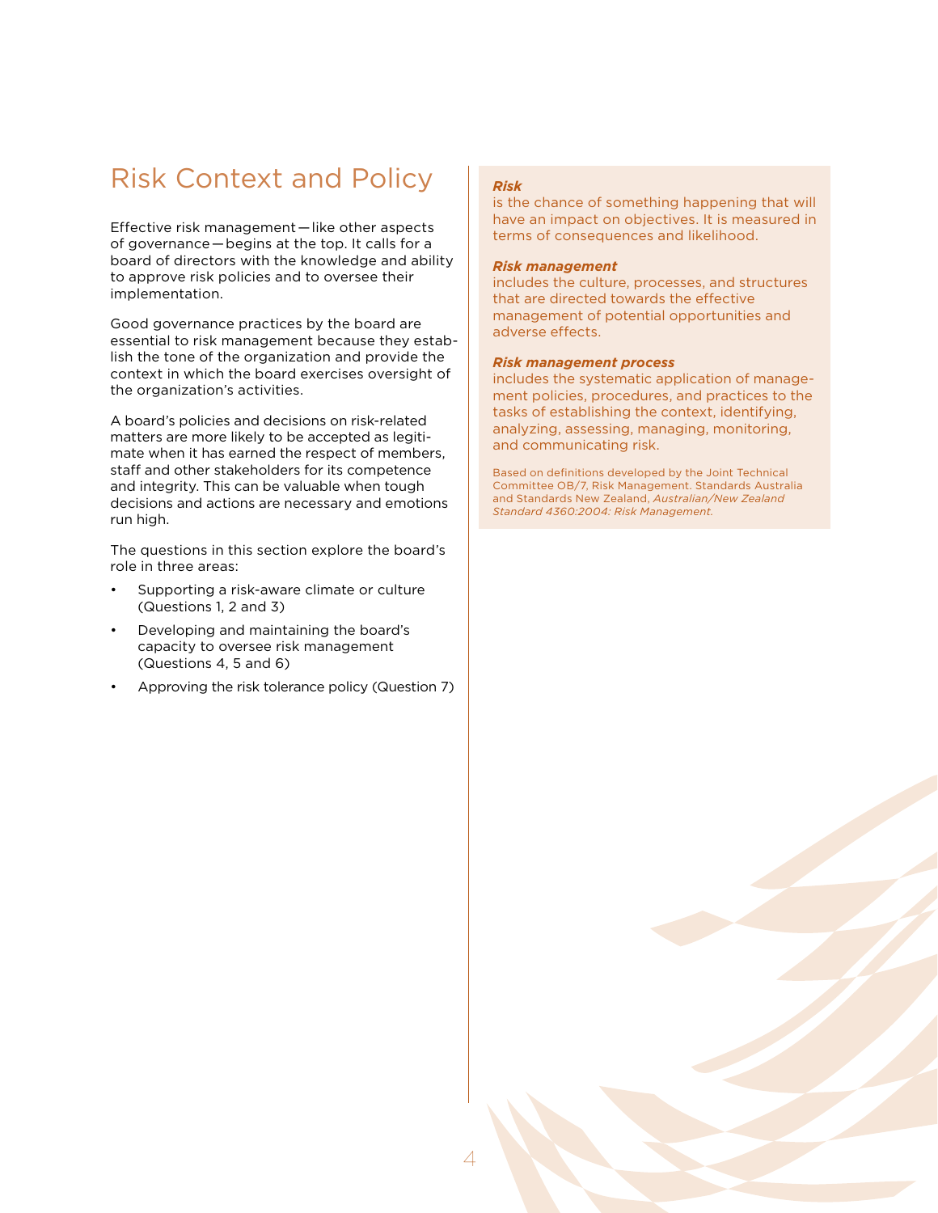# Risk Context and Policy

Effective risk management — like other aspects of governance — begins at the top. It calls for a board of directors with the knowledge and ability to approve risk policies and to oversee their implementation.

Good governance practices by the board are essential to risk management because they establish the tone of the organization and provide the context in which the board exercises oversight of the organization's activities.

A board's policies and decisions on risk-related matters are more likely to be accepted as legitimate when it has earned the respect of members, staff and other stakeholders for its competence and integrity. This can be valuable when tough decisions and actions are necessary and emotions run high.

The questions in this section explore the board's role in three areas:

- Supporting a risk-aware climate or culture (Questions 1, 2 and 3)
- Developing and maintaining the board's capacity to oversee risk management (Questions 4, 5 and 6)
- Approving the risk tolerance policy (Question 7)

***Risk***
is the chance of something happening that will have an impact on objectives. It is measured in terms of consequences and likelihood.

***Risk management***
includes the culture, processes, and structures that are directed towards the effective management of potential opportunities and adverse effects.

***Risk management process***
includes the systematic application of management policies, procedures, and practices to the tasks of establishing the context, identifying, analyzing, assessing, managing, monitoring, and communicating risk.

Based on definitions developed by the Joint Technical Committee OB/7, Risk Management. Standards Australia and Standards New Zealand, *Australian/New Zealand Standard 4360:2004: Risk Management.*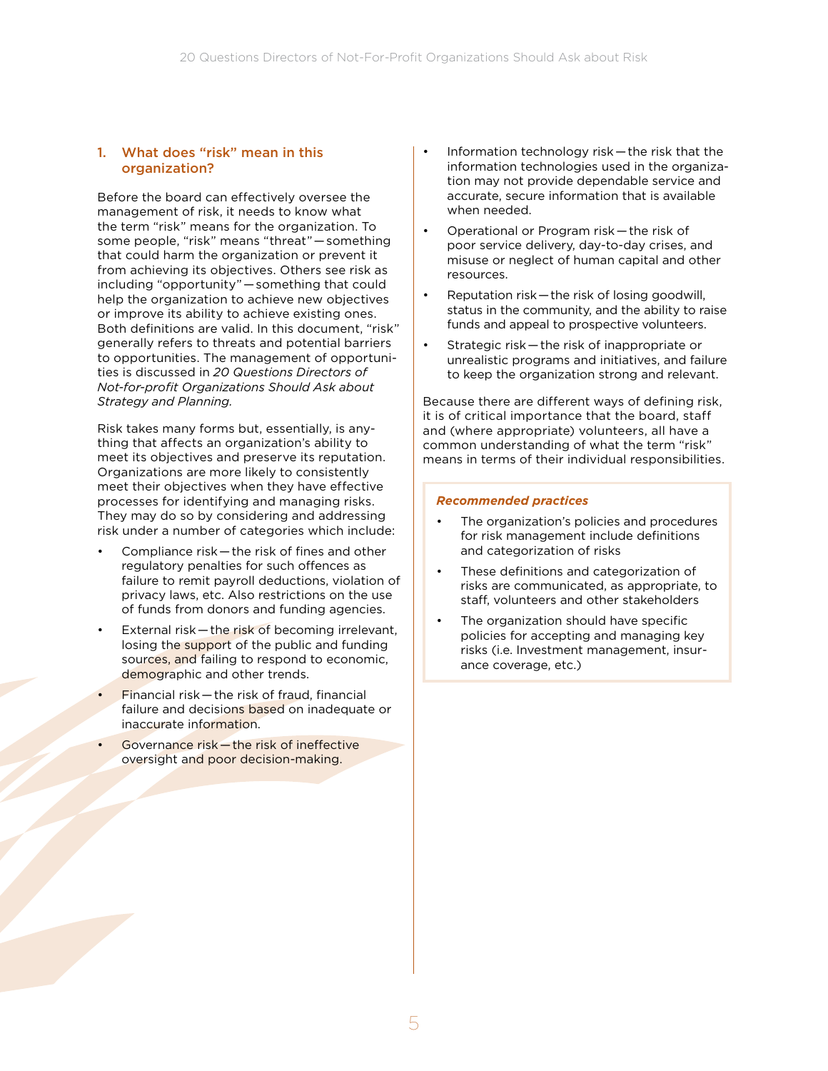## 1. What does "risk" mean in this organization?

Before the board can effectively oversee the management of risk, it needs to know what the term "risk" means for the organization. To some people, "risk" means "threat" — something that could harm the organization or prevent it from achieving its objectives. Others see risk as including "opportunity" — something that could help the organization to achieve new objectives or improve its ability to achieve existing ones. Both definitions are valid. In this document, "risk" generally refers to threats and potential barriers to opportunities. The management of opportunities is discussed in *20 Questions Directors of Not-for-profit Organizations Should Ask about Strategy and Planning.*

Risk takes many forms but, essentially, is anything that affects an organization's ability to meet its objectives and preserve its reputation. Organizations are more likely to consistently meet their objectives when they have effective processes for identifying and managing risks. They may do so by considering and addressing risk under a number of categories which include:

- Compliance risk — the risk of fines and other regulatory penalties for such offences as failure to remit payroll deductions, violation of privacy laws, etc. Also restrictions on the use of funds from donors and funding agencies.
- External risk — the risk of becoming irrelevant, losing the support of the public and funding sources, and failing to respond to economic, demographic and other trends.
- Financial risk — the risk of fraud, financial failure and decisions based on inadequate or inaccurate information.
- Governance risk — the risk of ineffective oversight and poor decision-making.
- Information technology risk — the risk that the information technologies used in the organization may not provide dependable service and accurate, secure information that is available when needed.
- Operational or Program risk — the risk of poor service delivery, day-to-day crises, and misuse or neglect of human capital and other resources.
- Reputation risk — the risk of losing goodwill, status in the community, and the ability to raise funds and appeal to prospective volunteers.
- Strategic risk — the risk of inappropriate or unrealistic programs and initiatives, and failure to keep the organization strong and relevant.

Because there are different ways of defining risk, it is of critical importance that the board, staff and (where appropriate) volunteers, all have a common understanding of what the term "risk" means in terms of their individual responsibilities.

***Recommended practices***

- The organization's policies and procedures for risk management include definitions and categorization of risks
- These definitions and categorization of risks are communicated, as appropriate, to staff, volunteers and other stakeholders
- The organization should have specific policies for accepting and managing key risks (i.e. Investment management, insurance coverage, etc.)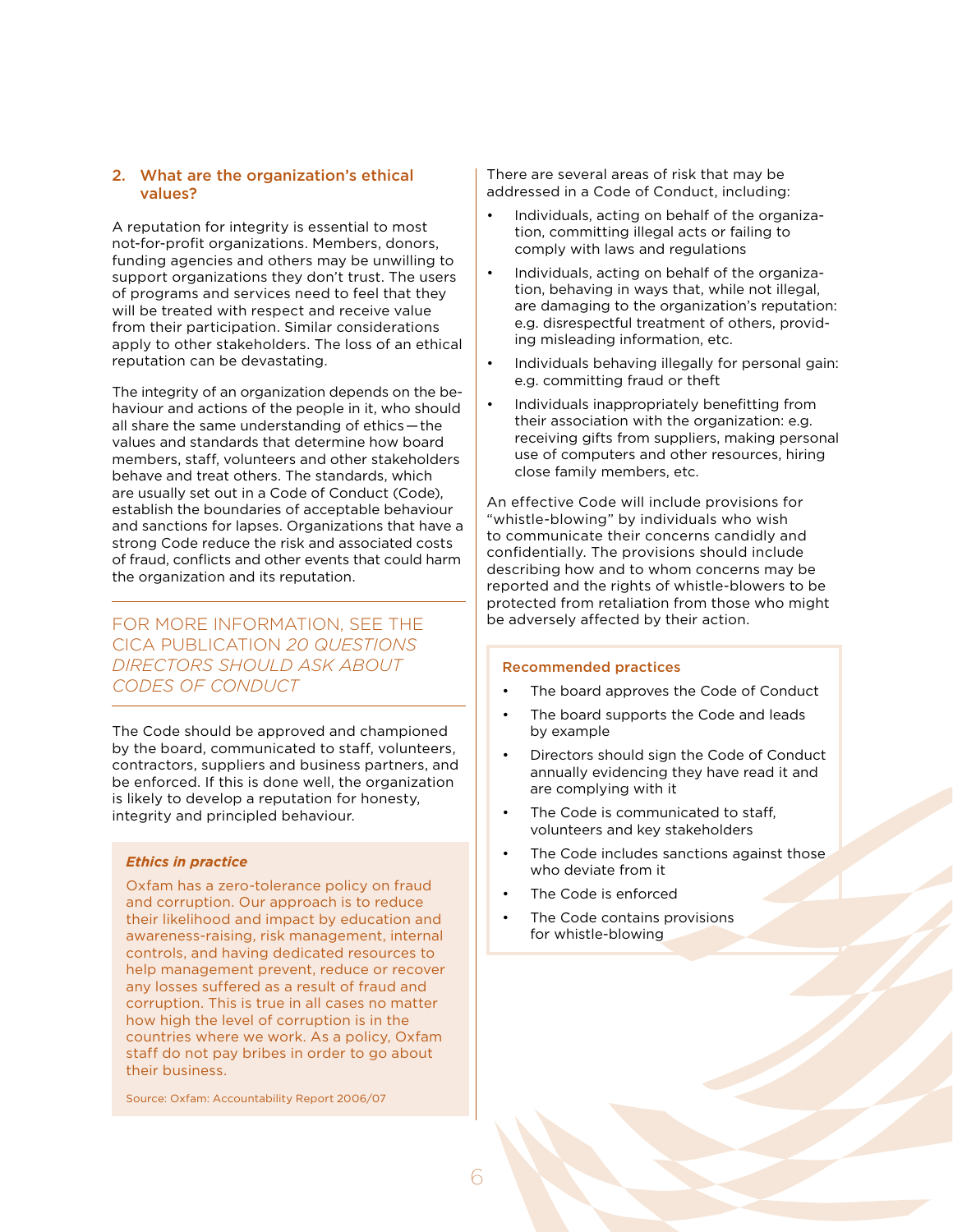## 2. What are the organization's ethical values?

A reputation for integrity is essential to most not-for-profit organizations. Members, donors, funding agencies and others may be unwilling to support organizations they don't trust. The users of programs and services need to feel that they will be treated with respect and receive value from their participation. Similar considerations apply to other stakeholders. The loss of an ethical reputation can be devastating.

The integrity of an organization depends on the behaviour and actions of the people in it, who should all share the same understanding of ethics — the values and standards that determine how board members, staff, volunteers and other stakeholders behave and treat others. The standards, which are usually set out in a Code of Conduct (Code), establish the boundaries of acceptable behaviour and sanctions for lapses. Organizations that have a strong Code reduce the risk and associated costs of fraud, conflicts and other events that could harm the organization and its reputation.

FOR MORE INFORMATION, SEE THE CICA PUBLICATION *20 QUESTIONS DIRECTORS SHOULD ASK ABOUT CODES OF CONDUCT*

The Code should be approved and championed by the board, communicated to staff, volunteers, contractors, suppliers and business partners, and be enforced. If this is done well, the organization is likely to develop a reputation for honesty, integrity and principled behaviour.

***Ethics in practice***

Oxfam has a zero-tolerance policy on fraud and corruption. Our approach is to reduce their likelihood and impact by education and awareness-raising, risk management, internal controls, and having dedicated resources to help management prevent, reduce or recover any losses suffered as a result of fraud and corruption. This is true in all cases no matter how high the level of corruption is in the countries where we work. As a policy, Oxfam staff do not pay bribes in order to go about their business.

Source: Oxfam: Accountability Report 2006/07

There are several areas of risk that may be addressed in a Code of Conduct, including:

- Individuals, acting on behalf of the organization, committing illegal acts or failing to comply with laws and regulations
- Individuals, acting on behalf of the organization, behaving in ways that, while not illegal, are damaging to the organization's reputation: e.g. disrespectful treatment of others, providing misleading information, etc.
- Individuals behaving illegally for personal gain: e.g. committing fraud or theft
- Individuals inappropriately benefitting from their association with the organization: e.g. receiving gifts from suppliers, making personal use of computers and other resources, hiring close family members, etc.

An effective Code will include provisions for "whistle-blowing" by individuals who wish to communicate their concerns candidly and confidentially. The provisions should include describing how and to whom concerns may be reported and the rights of whistle-blowers to be protected from retaliation from those who might be adversely affected by their action.

**Recommended practices**

- The board approves the Code of Conduct
- The board supports the Code and leads by example
- Directors should sign the Code of Conduct annually evidencing they have read it and are complying with it
- The Code is communicated to staff, volunteers and key stakeholders
- The Code includes sanctions against those who deviate from it
- The Code is enforced
- The Code contains provisions for whistle-blowing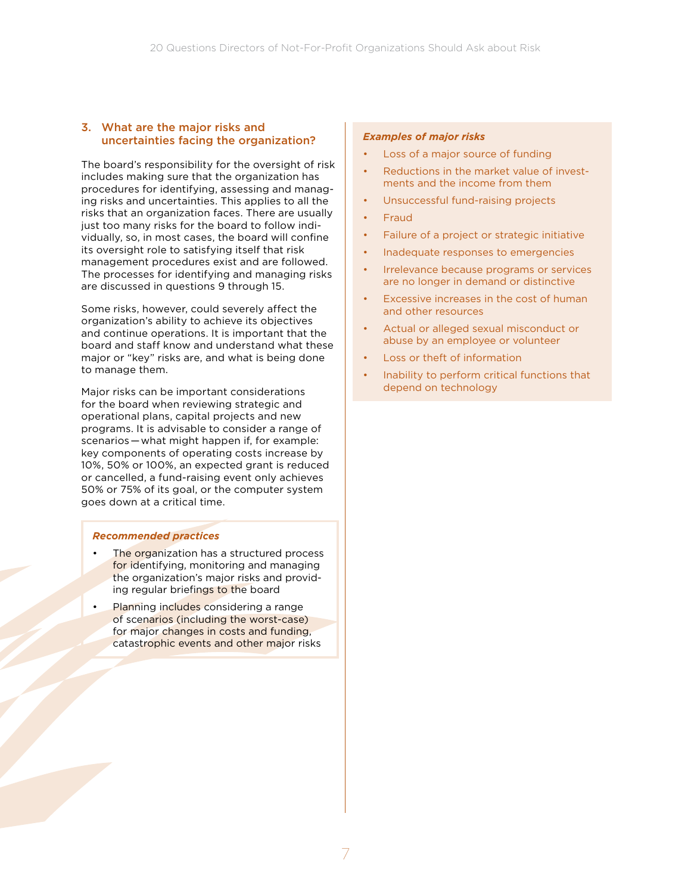### 3. What are the major risks and uncertainties facing the organization?

The board's responsibility for the oversight of risk includes making sure that the organization has procedures for identifying, assessing and managing risks and uncertainties. This applies to all the risks that an organization faces. There are usually just too many risks for the board to follow individually, so, in most cases, the board will confine its oversight role to satisfying itself that risk management procedures exist and are followed. The processes for identifying and managing risks are discussed in questions 9 through 15.

Some risks, however, could severely affect the organization's ability to achieve its objectives and continue operations. It is important that the board and staff know and understand what these major or "key" risks are, and what is being done to manage them.

Major risks can be important considerations for the board when reviewing strategic and operational plans, capital projects and new programs. It is advisable to consider a range of scenarios — what might happen if, for example: key components of operating costs increase by 10%, 50% or 100%, an expected grant is reduced or cancelled, a fund-raising event only achieves 50% or 75% of its goal, or the computer system goes down at a critical time.

***Recommended practices***

- The organization has a structured process for identifying, monitoring and managing the organization's major risks and providing regular briefings to the board
- Planning includes considering a range of scenarios (including the worst-case) for major changes in costs and funding, catastrophic events and other major risks

***Examples of major risks***

- Loss of a major source of funding
- Reductions in the market value of investments and the income from them
- Unsuccessful fund-raising projects
- Fraud
- Failure of a project or strategic initiative
- Inadequate responses to emergencies
- Irrelevance because programs or services are no longer in demand or distinctive
- Excessive increases in the cost of human and other resources
- Actual or alleged sexual misconduct or abuse by an employee or volunteer
- Loss or theft of information
- Inability to perform critical functions that depend on technology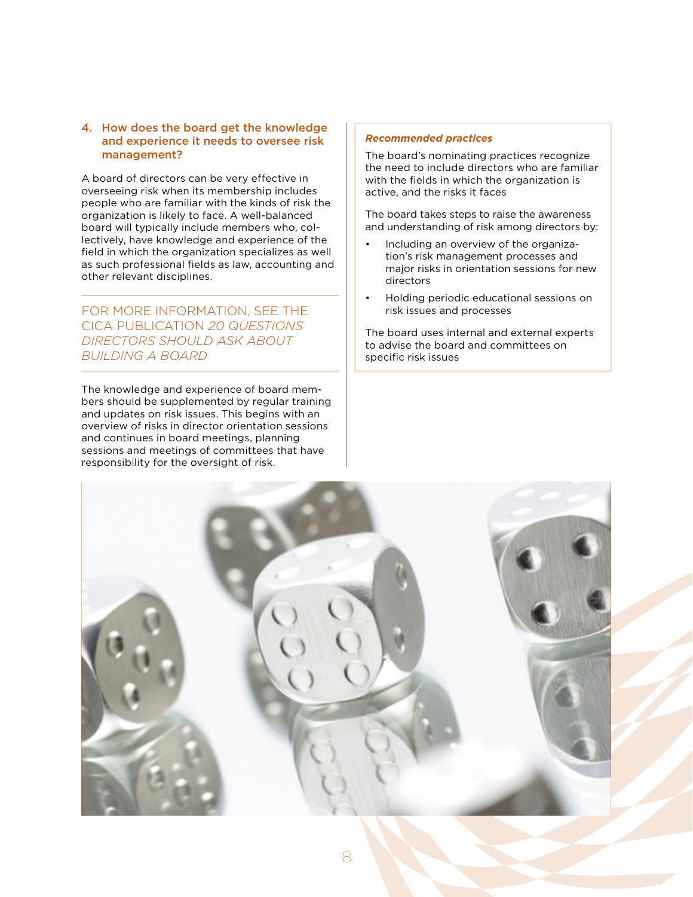## 4. How does the board get the knowledge and experience it needs to oversee risk management?

A board of directors can be very effective in overseeing risk when its membership includes people who are familiar with the kinds of risk the organization is likely to face. A well-balanced board will typically include members who, collectively, have knowledge and experience of the field in which the organization specializes as well as such professional fields as law, accounting and other relevant disciplines.

FOR MORE INFORMATION, SEE THE CICA PUBLICATION *20 QUESTIONS DIRECTORS SHOULD ASK ABOUT BUILDING A BOARD*

The knowledge and experience of board members should be supplemented by regular training and updates on risk issues. This begins with an overview of risks in director orientation sessions and continues in board meetings, planning sessions and meetings of committees that have responsibility for the oversight of risk.

***Recommended practices***

The board's nominating practices recognize the need to include directors who are familiar with the fields in which the organization is active, and the risks it faces

The board takes steps to raise the awareness and understanding of risk among directors by:

- Including an overview of the organization's risk management processes and major risks in orientation sessions for new directors
- Holding periodic educational sessions on risk issues and processes

The board uses internal and external experts to advise the board and committees on specific risk issues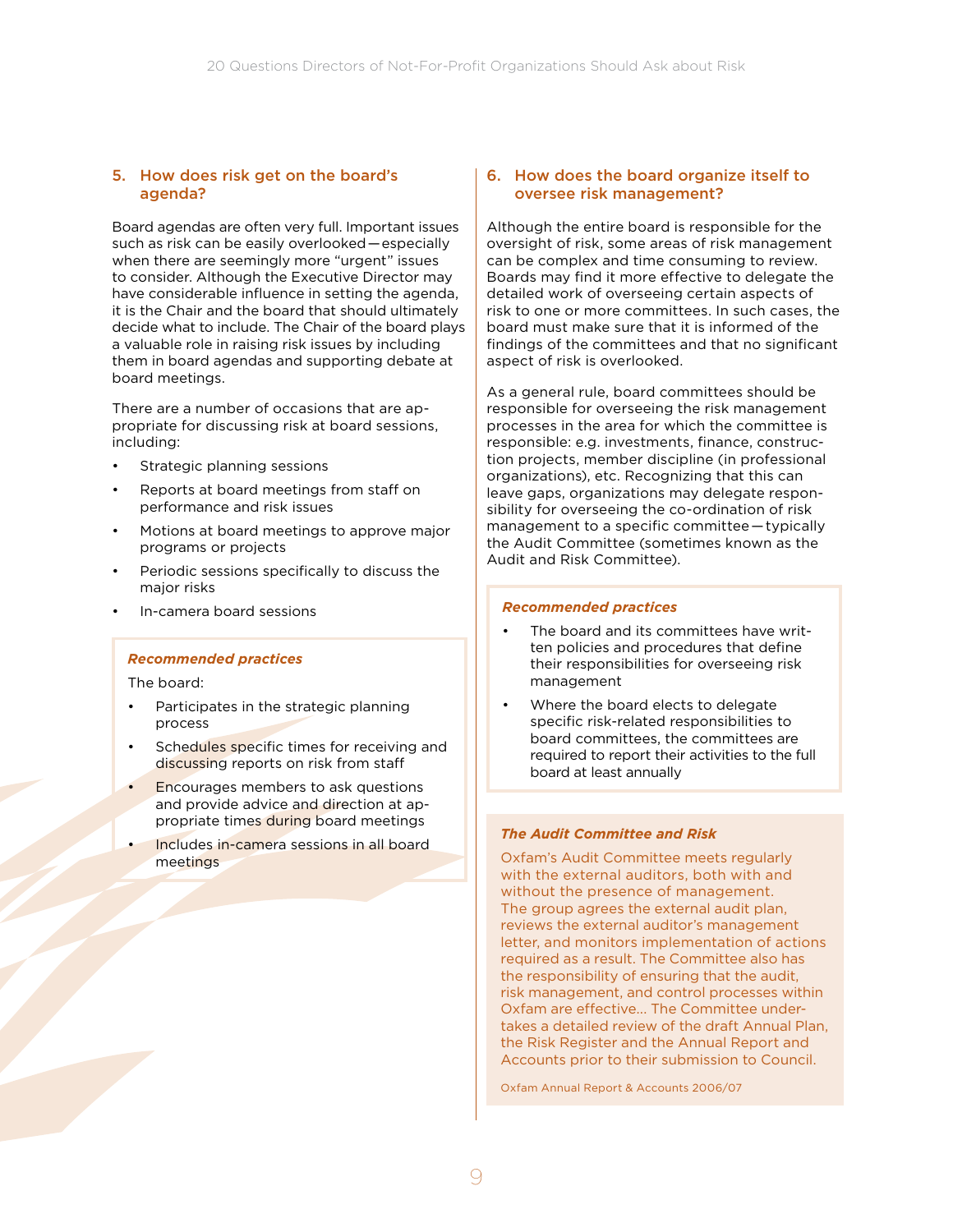## 5. How does risk get on the board's agenda?

Board agendas are often very full. Important issues such as risk can be easily overlooked—especially when there are seemingly more "urgent" issues to consider. Although the Executive Director may have considerable influence in setting the agenda, it is the Chair and the board that should ultimately decide what to include. The Chair of the board plays a valuable role in raising risk issues by including them in board agendas and supporting debate at board meetings.

There are a number of occasions that are appropriate for discussing risk at board sessions, including:

- Strategic planning sessions
- Reports at board meetings from staff on performance and risk issues
- Motions at board meetings to approve major programs or projects
- Periodic sessions specifically to discuss the major risks
- In-camera board sessions

***Recommended practices***

The board:

- Participates in the strategic planning process
- Schedules specific times for receiving and discussing reports on risk from staff
- Encourages members to ask questions and provide advice and direction at appropriate times during board meetings
- Includes in-camera sessions in all board meetings

## 6. How does the board organize itself to oversee risk management?

Although the entire board is responsible for the oversight of risk, some areas of risk management can be complex and time consuming to review. Boards may find it more effective to delegate the detailed work of overseeing certain aspects of risk to one or more committees. In such cases, the board must make sure that it is informed of the findings of the committees and that no significant aspect of risk is overlooked.

As a general rule, board committees should be responsible for overseeing the risk management processes in the area for which the committee is responsible: e.g. investments, finance, construction projects, member discipline (in professional organizations), etc. Recognizing that this can leave gaps, organizations may delegate responsibility for overseeing the co-ordination of risk management to a specific committee—typically the Audit Committee (sometimes known as the Audit and Risk Committee).

***Recommended practices***

- The board and its committees have written policies and procedures that define their responsibilities for overseeing risk management
- Where the board elects to delegate specific risk-related responsibilities to board committees, the committees are required to report their activities to the full board at least annually

***The Audit Committee and Risk***

Oxfam's Audit Committee meets regularly with the external auditors, both with and without the presence of management. The group agrees the external audit plan, reviews the external auditor's management letter, and monitors implementation of actions required as a result. The Committee also has the responsibility of ensuring that the audit, risk management, and control processes within Oxfam are effective... The Committee undertakes a detailed review of the draft Annual Plan, the Risk Register and the Annual Report and Accounts prior to their submission to Council.

Oxfam Annual Report & Accounts 2006/07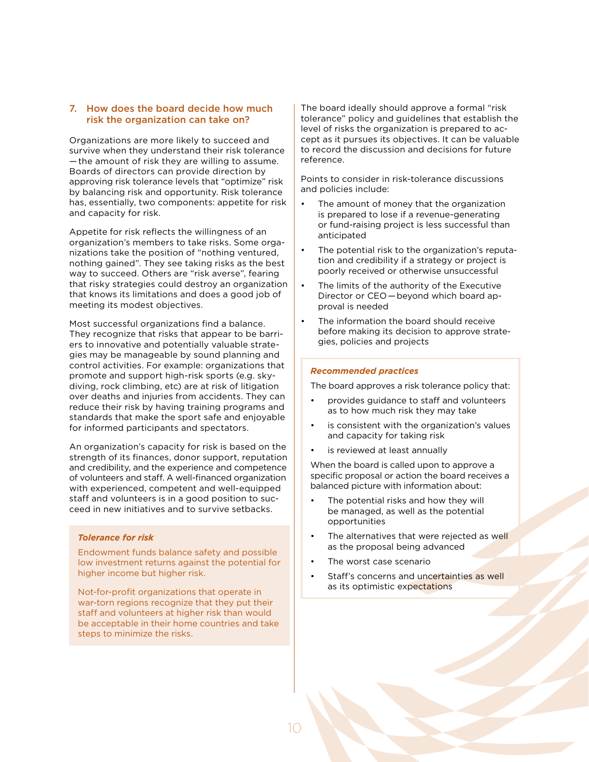## 7. How does the board decide how much risk the organization can take on?

Organizations are more likely to succeed and survive when they understand their risk tolerance — the amount of risk they are willing to assume. Boards of directors can provide direction by approving risk tolerance levels that "optimize" risk by balancing risk and opportunity. Risk tolerance has, essentially, two components: appetite for risk and capacity for risk.

Appetite for risk reflects the willingness of an organization's members to take risks. Some organizations take the position of "nothing ventured, nothing gained". They see taking risks as the best way to succeed. Others are "risk averse", fearing that risky strategies could destroy an organization that knows its limitations and does a good job of meeting its modest objectives.

Most successful organizations find a balance. They recognize that risks that appear to be barriers to innovative and potentially valuable strategies may be manageable by sound planning and control activities. For example: organizations that promote and support high-risk sports (e.g. skydiving, rock climbing, etc) are at risk of litigation over deaths and injuries from accidents. They can reduce their risk by having training programs and standards that make the sport safe and enjoyable for informed participants and spectators.

An organization's capacity for risk is based on the strength of its finances, donor support, reputation and credibility, and the experience and competence of volunteers and staff. A well-financed organization with experienced, competent and well-equipped staff and volunteers is in a good position to succeed in new initiatives and to survive setbacks.

***Tolerance for risk***

Endowment funds balance safety and possible low investment returns against the potential for higher income but higher risk.

Not-for-profit organizations that operate in war-torn regions recognize that they put their staff and volunteers at higher risk than would be acceptable in their home countries and take steps to minimize the risks.

The board ideally should approve a formal "risk tolerance" policy and guidelines that establish the level of risks the organization is prepared to accept as it pursues its objectives. It can be valuable to record the discussion and decisions for future reference.

Points to consider in risk-tolerance discussions and policies include:

- The amount of money that the organization is prepared to lose if a revenue-generating or fund-raising project is less successful than anticipated
- The potential risk to the organization's reputation and credibility if a strategy or project is poorly received or otherwise unsuccessful
- The limits of the authority of the Executive Director or CEO — beyond which board approval is needed
- The information the board should receive before making its decision to approve strategies, policies and projects

***Recommended practices***

The board approves a risk tolerance policy that:

- provides guidance to staff and volunteers as to how much risk they may take
- is consistent with the organization's values and capacity for taking risk
- is reviewed at least annually

When the board is called upon to approve a specific proposal or action the board receives a balanced picture with information about:

- The potential risks and how they will be managed, as well as the potential opportunities
- The alternatives that were rejected as well as the proposal being advanced
- The worst case scenario
- Staff's concerns and uncertainties as well as its optimistic expectations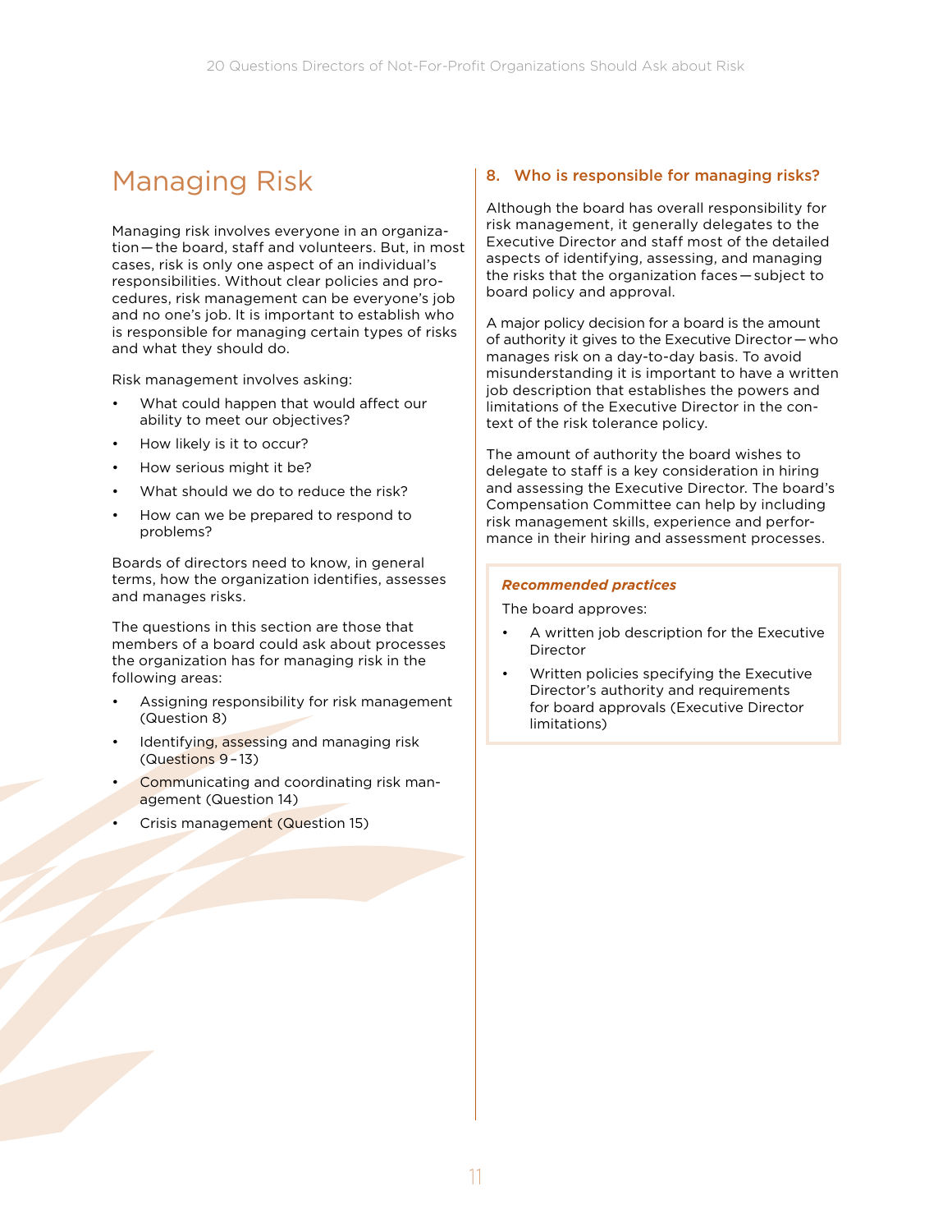# Managing Risk

Managing risk involves everyone in an organization — the board, staff and volunteers. But, in most cases, risk is only one aspect of an individual's responsibilities. Without clear policies and procedures, risk management can be everyone's job and no one's job. It is important to establish who is responsible for managing certain types of risks and what they should do.

Risk management involves asking:

- What could happen that would affect our ability to meet our objectives?
- How likely is it to occur?
- How serious might it be?
- What should we do to reduce the risk?
- How can we be prepared to respond to problems?

Boards of directors need to know, in general terms, how the organization identifies, assesses and manages risks.

The questions in this section are those that members of a board could ask about processes the organization has for managing risk in the following areas:

- Assigning responsibility for risk management (Question 8)
- Identifying, assessing and managing risk (Questions 9 – 13)
- Communicating and coordinating risk management (Question 14)
- Crisis management (Question 15)

### 8. Who is responsible for managing risks?

Although the board has overall responsibility for risk management, it generally delegates to the Executive Director and staff most of the detailed aspects of identifying, assessing, and managing the risks that the organization faces — subject to board policy and approval.

A major policy decision for a board is the amount of authority it gives to the Executive Director — who manages risk on a day-to-day basis. To avoid misunderstanding it is important to have a written job description that establishes the powers and limitations of the Executive Director in the context of the risk tolerance policy.

The amount of authority the board wishes to delegate to staff is a key consideration in hiring and assessing the Executive Director. The board's Compensation Committee can help by including risk management skills, experience and performance in their hiring and assessment processes.

***Recommended practices***

The board approves:

- A written job description for the Executive Director
- Written policies specifying the Executive Director's authority and requirements for board approvals (Executive Director limitations)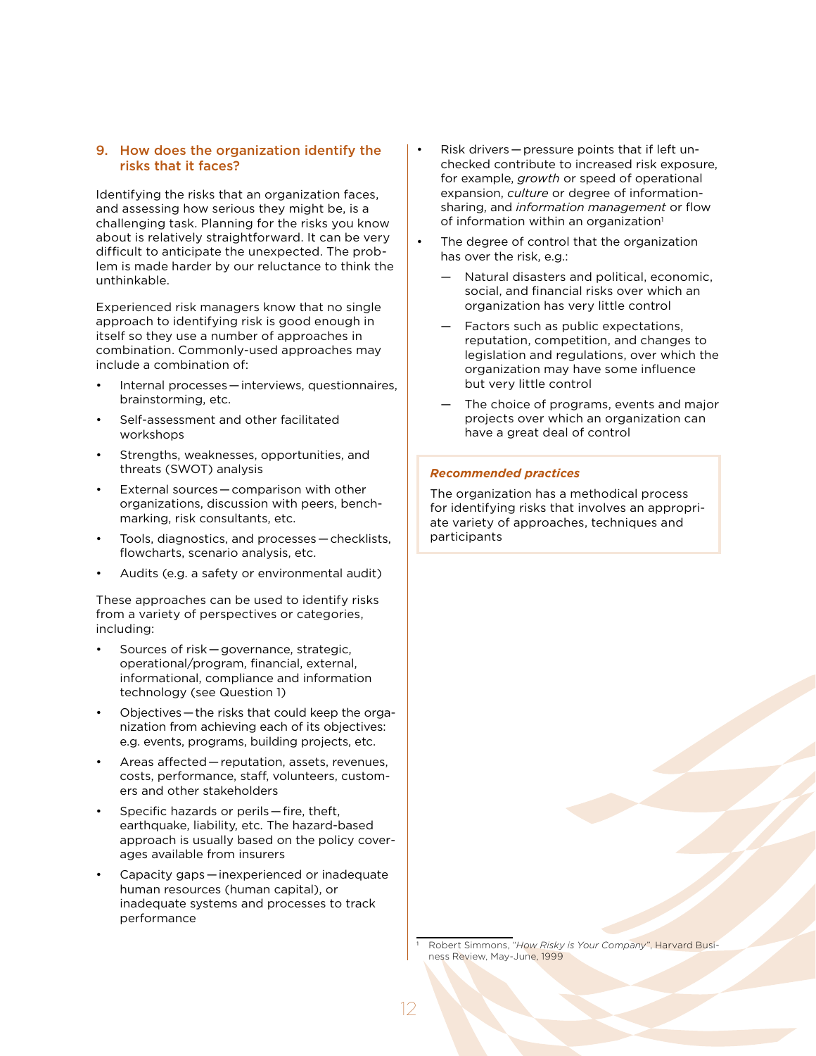## 9. How does the organization identify the risks that it faces?

Identifying the risks that an organization faces, and assessing how serious they might be, is a challenging task. Planning for the risks you know about is relatively straightforward. It can be very difficult to anticipate the unexpected. The problem is made harder by our reluctance to think the unthinkable.

Experienced risk managers know that no single approach to identifying risk is good enough in itself so they use a number of approaches in combination. Commonly-used approaches may include a combination of:

- Internal processes — interviews, questionnaires, brainstorming, etc.
- Self-assessment and other facilitated workshops
- Strengths, weaknesses, opportunities, and threats (SWOT) analysis
- External sources — comparison with other organizations, discussion with peers, benchmarking, risk consultants, etc.
- Tools, diagnostics, and processes — checklists, flowcharts, scenario analysis, etc.
- Audits (e.g. a safety or environmental audit)

These approaches can be used to identify risks from a variety of perspectives or categories, including:

- Sources of risk — governance, strategic, operational/program, financial, external, informational, compliance and information technology (see Question 1)
- Objectives — the risks that could keep the organization from achieving each of its objectives: e.g. events, programs, building projects, etc.
- Areas affected — reputation, assets, revenues, costs, performance, staff, volunteers, customers and other stakeholders
- Specific hazards or perils — fire, theft, earthquake, liability, etc. The hazard-based approach is usually based on the policy coverages available from insurers
- Capacity gaps — inexperienced or inadequate human resources (human capital), or inadequate systems and processes to track performance
- Risk drivers — pressure points that if left unchecked contribute to increased risk exposure, for example, *growth* or speed of operational expansion, *culture* or degree of information-sharing, and *information management* or flow of information within an organization[1]
- The degree of control that the organization has over the risk, e.g.:
  - Natural disasters and political, economic, social, and financial risks over which an organization has very little control
  - Factors such as public expectations, reputation, competition, and changes to legislation and regulations, over which the organization may have some influence but very little control
  - The choice of programs, events and major projects over which an organization can have a great deal of control

***Recommended practices***

The organization has a methodical process for identifying risks that involves an appropriate variety of approaches, techniques and participants

[1] Robert Simmons, *"How Risky is Your Company"*, Harvard Business Review, May-June, 1999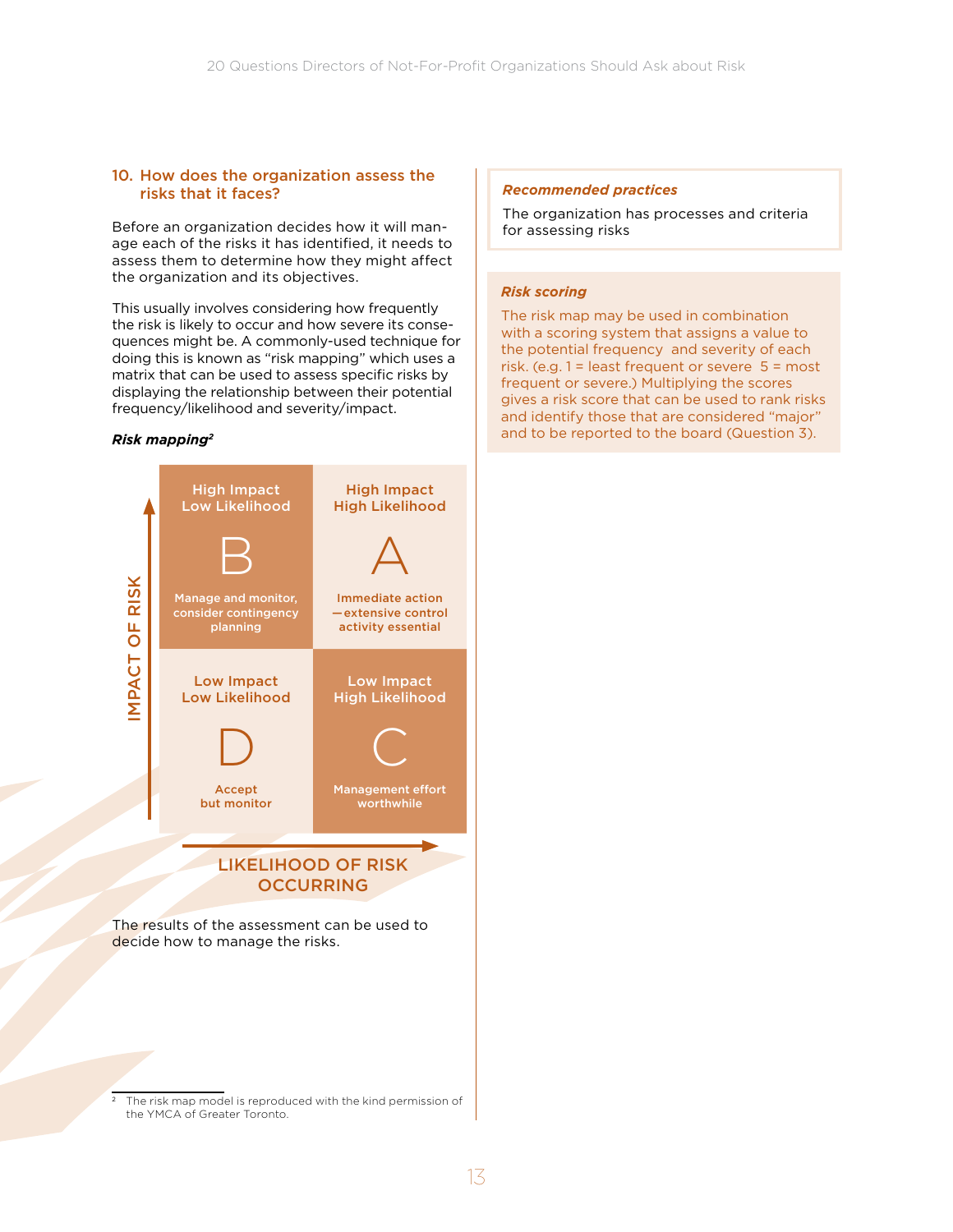## 10. How does the organization assess the risks that it faces?

Before an organization decides how it will manage each of the risks it has identified, it needs to assess them to determine how they might affect the organization and its objectives.

This usually involves considering how frequently the risk is likely to occur and how severe its consequences might be. A commonly-used technique for doing this is known as "risk mapping" which uses a matrix that can be used to assess specific risks by displaying the relationship between their potential frequency/likelihood and severity/impact.

***Risk mapping***[2]

| IMPACT OF RISK ↑ / LIKELIHOOD OF RISK OCCURRING → | Low Likelihood | High Likelihood |
|---|---|---|
| High Impact | **B** — High Impact, Low Likelihood: Manage and monitor, consider contingency planning | **A** — High Impact, High Likelihood: Immediate action —extensive control activity essential |
| Low Impact | **D** — Low Impact, Low Likelihood: Accept but monitor | **C** — Low Impact, High Likelihood: Management effort worthwhile |

The results of the assessment can be used to decide how to manage the risks.

[2] The risk map model is reproduced with the kind permission of the YMCA of Greater Toronto.

***Recommended practices***

The organization has processes and criteria for assessing risks

***Risk scoring***

The risk map may be used in combination with a scoring system that assigns a value to the potential frequency and severity of each risk. (e.g. 1 = least frequent or severe 5 = most frequent or severe.) Multiplying the scores gives a risk score that can be used to rank risks and identify those that are considered "major" and to be reported to the board (Question 3).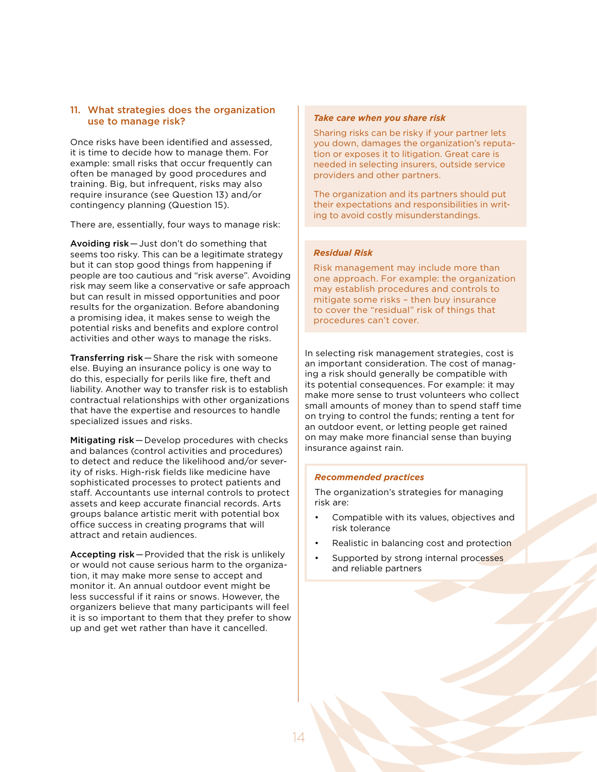## 11. What strategies does the organization use to manage risk?

Once risks have been identified and assessed, it is time to decide how to manage them. For example: small risks that occur frequently can often be managed by good procedures and training. Big, but infrequent, risks may also require insurance (see Question 13) and/or contingency planning (Question 15).

There are, essentially, four ways to manage risk:

**Avoiding risk** — Just don't do something that seems too risky. This can be a legitimate strategy but it can stop good things from happening if people are too cautious and "risk averse". Avoiding risk may seem like a conservative or safe approach but can result in missed opportunities and poor results for the organization. Before abandoning a promising idea, it makes sense to weigh the potential risks and benefits and explore control activities and other ways to manage the risks.

**Transferring risk** — Share the risk with someone else. Buying an insurance policy is one way to do this, especially for perils like fire, theft and liability. Another way to transfer risk is to establish contractual relationships with other organizations that have the expertise and resources to handle specialized issues and risks.

**Mitigating risk** — Develop procedures with checks and balances (control activities and procedures) to detect and reduce the likelihood and/or severity of risks. High-risk fields like medicine have sophisticated processes to protect patients and staff. Accountants use internal controls to protect assets and keep accurate financial records. Arts groups balance artistic merit with potential box office success in creating programs that will attract and retain audiences.

**Accepting risk** — Provided that the risk is unlikely or would not cause serious harm to the organization, it may make more sense to accept and monitor it. An annual outdoor event might be less successful if it rains or snows. However, the organizers believe that many participants will feel it is so important to them that they prefer to show up and get wet rather than have it cancelled.

***Take care when you share risk***

Sharing risks can be risky if your partner lets you down, damages the organization's reputation or exposes it to litigation. Great care is needed in selecting insurers, outside service providers and other partners.

The organization and its partners should put their expectations and responsibilities in writing to avoid costly misunderstandings.

***Residual Risk***

Risk management may include more than one approach. For example: the organization may establish procedures and controls to mitigate some risks – then buy insurance to cover the "residual" risk of things that procedures can't cover.

In selecting risk management strategies, cost is an important consideration. The cost of managing a risk should generally be compatible with its potential consequences. For example: it may make more sense to trust volunteers who collect small amounts of money than to spend staff time on trying to control the funds; renting a tent for an outdoor event, or letting people get rained on may make more financial sense than buying insurance against rain.

***Recommended practices***

The organization's strategies for managing risk are:

- Compatible with its values, objectives and risk tolerance
- Realistic in balancing cost and protection
- Supported by strong internal processes and reliable partners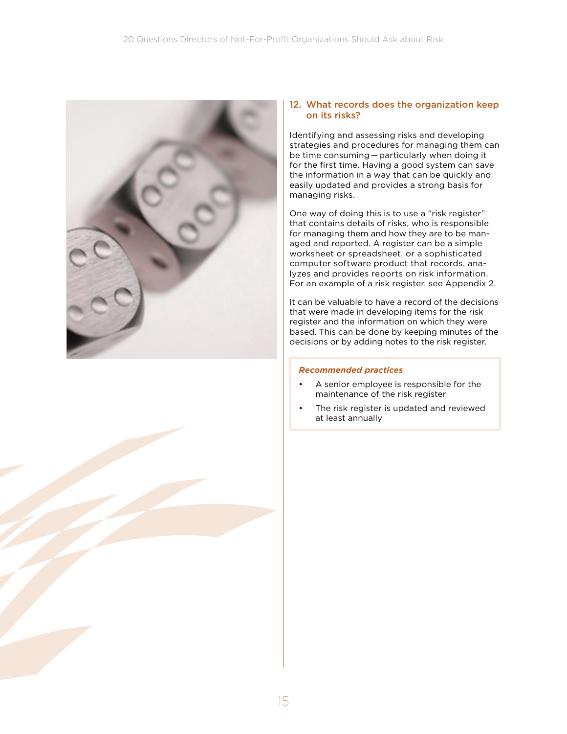## 12. What records does the organization keep on its risks?

Identifying and assessing risks and developing strategies and procedures for managing them can be time consuming — particularly when doing it for the first time. Having a good system can save the information in a way that can be quickly and easily updated and provides a strong basis for managing risks.

One way of doing this is to use a "risk register" that contains details of risks, who is responsible for managing them and how they are to be managed and reported. A register can be a simple worksheet or spreadsheet, or a sophisticated computer software product that records, analyzes and provides reports on risk information. For an example of a risk register, see Appendix 2.

It can be valuable to have a record of the decisions that were made in developing items for the risk register and the information on which they were based. This can be done by keeping minutes of the decisions or by adding notes to the risk register.

***Recommended practices***

- A senior employee is responsible for the maintenance of the risk register
- The risk register is updated and reviewed at least annually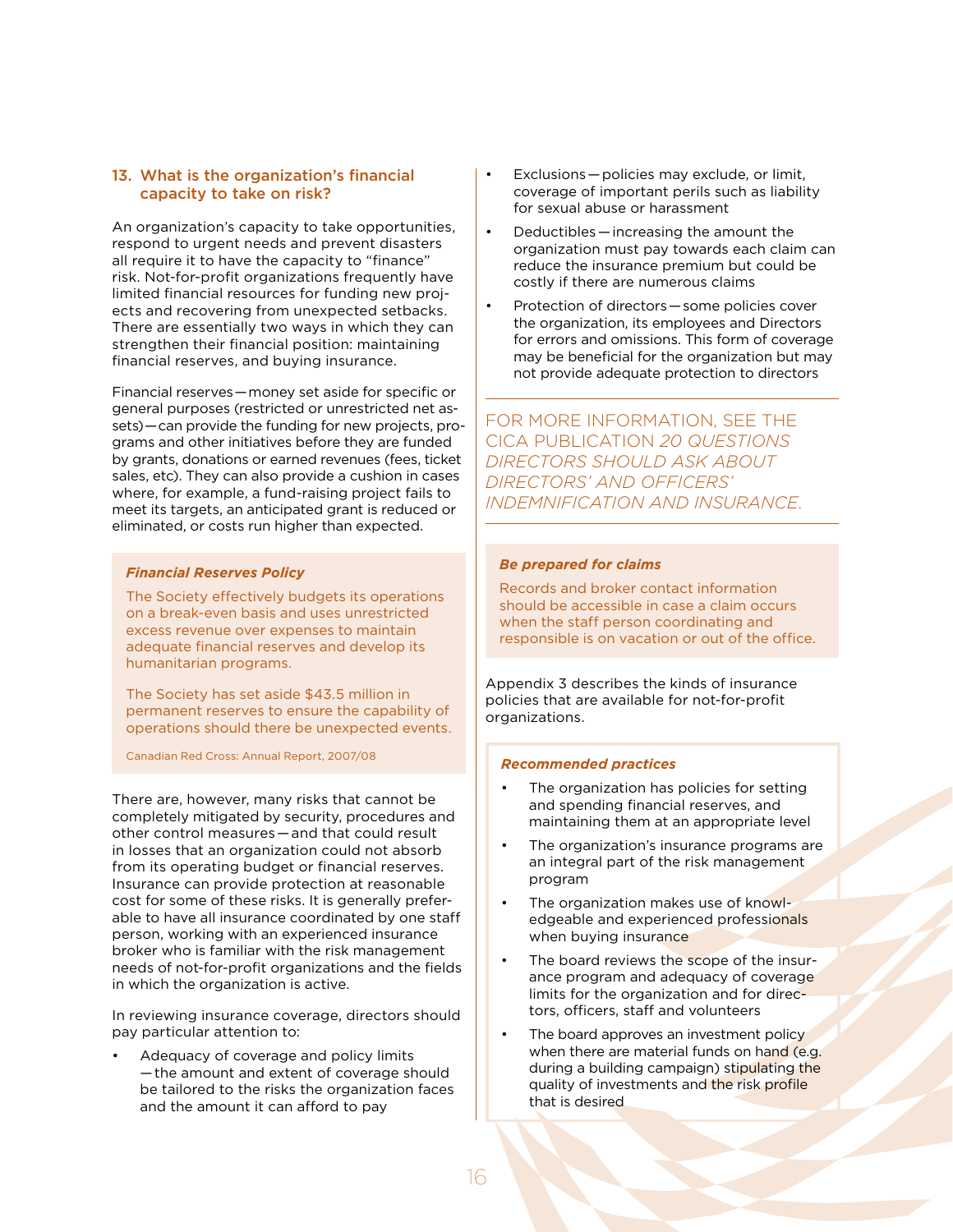### 13. What is the organization's financial capacity to take on risk?

An organization's capacity to take opportunities, respond to urgent needs and prevent disasters all require it to have the capacity to "finance" risk. Not-for-profit organizations frequently have limited financial resources for funding new projects and recovering from unexpected setbacks. There are essentially two ways in which they can strengthen their financial position: maintaining financial reserves, and buying insurance.

Financial reserves — money set aside for specific or general purposes (restricted or unrestricted net assets) — can provide the funding for new projects, programs and other initiatives before they are funded by grants, donations or earned revenues (fees, ticket sales, etc). They can also provide a cushion in cases where, for example, a fund-raising project fails to meet its targets, an anticipated grant is reduced or eliminated, or costs run higher than expected.

> ***Financial Reserves Policy***
>
> The Society effectively budgets its operations on a break-even basis and uses unrestricted excess revenue over expenses to maintain adequate financial reserves and develop its humanitarian programs.
>
> The Society has set aside $43.5 million in permanent reserves to ensure the capability of operations should there be unexpected events.
>
> Canadian Red Cross: Annual Report, 2007/08

There are, however, many risks that cannot be completely mitigated by security, procedures and other control measures — and that could result in losses that an organization could not absorb from its operating budget or financial reserves. Insurance can provide protection at reasonable cost for some of these risks. It is generally preferable to have all insurance coordinated by one staff person, working with an experienced insurance broker who is familiar with the risk management needs of not-for-profit organizations and the fields in which the organization is active.

In reviewing insurance coverage, directors should pay particular attention to:

- Adequacy of coverage and policy limits — the amount and extent of coverage should be tailored to the risks the organization faces and the amount it can afford to pay
- Exclusions — policies may exclude, or limit, coverage of important perils such as liability for sexual abuse or harassment
- Deductibles — increasing the amount the organization must pay towards each claim can reduce the insurance premium but could be costly if there are numerous claims
- Protection of directors — some policies cover the organization, its employees and Directors for errors and omissions. This form of coverage may be beneficial for the organization but may not provide adequate protection to directors

FOR MORE INFORMATION, SEE THE CICA PUBLICATION *20 QUESTIONS DIRECTORS SHOULD ASK ABOUT DIRECTORS' AND OFFICERS' INDEMNIFICATION AND INSURANCE.*

> ***Be prepared for claims***
>
> Records and broker contact information should be accessible in case a claim occurs when the staff person coordinating and responsible is on vacation or out of the office.

Appendix 3 describes the kinds of insurance policies that are available for not-for-profit organizations.

> ***Recommended practices***
>
> - The organization has policies for setting and spending financial reserves, and maintaining them at an appropriate level
> - The organization's insurance programs are an integral part of the risk management program
> - The organization makes use of knowledgeable and experienced professionals when buying insurance
> - The board reviews the scope of the insurance program and adequacy of coverage limits for the organization and for directors, officers, staff and volunteers
> - The board approves an investment policy when there are material funds on hand (e.g. during a building campaign) stipulating the quality of investments and the risk profile that is desired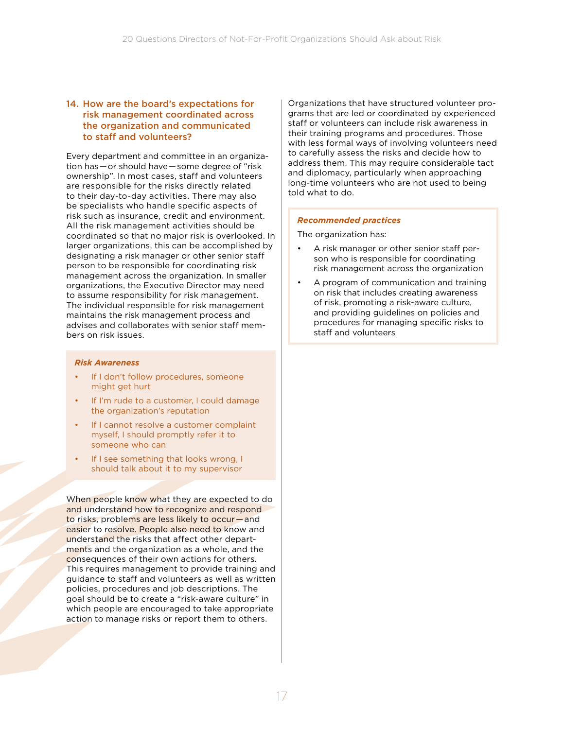## 14. How are the board's expectations for risk management coordinated across the organization and communicated to staff and volunteers?

Every department and committee in an organization has — or should have — some degree of "risk ownership". In most cases, staff and volunteers are responsible for the risks directly related to their day-to-day activities. There may also be specialists who handle specific aspects of risk such as insurance, credit and environment. All the risk management activities should be coordinated so that no major risk is overlooked. In larger organizations, this can be accomplished by designating a risk manager or other senior staff person to be responsible for coordinating risk management across the organization. In smaller organizations, the Executive Director may need to assume responsibility for risk management. The individual responsible for risk management maintains the risk management process and advises and collaborates with senior staff members on risk issues.

***Risk Awareness***

- If I don't follow procedures, someone might get hurt
- If I'm rude to a customer, I could damage the organization's reputation
- If I cannot resolve a customer complaint myself, I should promptly refer it to someone who can
- If I see something that looks wrong, I should talk about it to my supervisor

When people know what they are expected to do and understand how to recognize and respond to risks, problems are less likely to occur — and easier to resolve. People also need to know and understand the risks that affect other departments and the organization as a whole, and the consequences of their own actions for others. This requires management to provide training and guidance to staff and volunteers as well as written policies, procedures and job descriptions. The goal should be to create a "risk-aware culture" in which people are encouraged to take appropriate action to manage risks or report them to others.

Organizations that have structured volunteer programs that are led or coordinated by experienced staff or volunteers can include risk awareness in their training programs and procedures. Those with less formal ways of involving volunteers need to carefully assess the risks and decide how to address them. This may require considerable tact and diplomacy, particularly when approaching long-time volunteers who are not used to being told what to do.

***Recommended practices***

The organization has:

- A risk manager or other senior staff person who is responsible for coordinating risk management across the organization
- A program of communication and training on risk that includes creating awareness of risk, promoting a risk-aware culture, and providing guidelines on policies and procedures for managing specific risks to staff and volunteers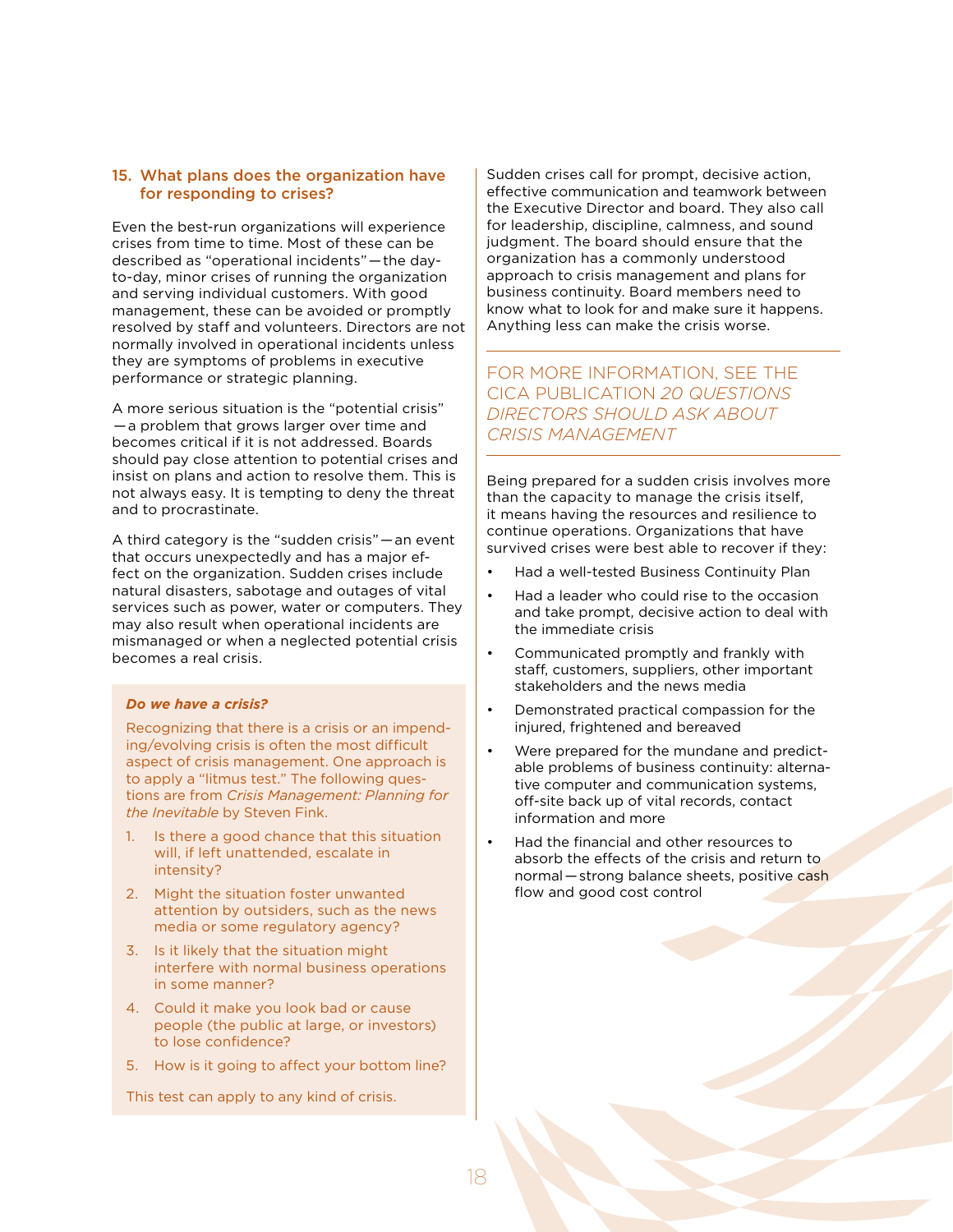## 15. What plans does the organization have for responding to crises?

Even the best-run organizations will experience crises from time to time. Most of these can be described as "operational incidents"—the day-to-day, minor crises of running the organization and serving individual customers. With good management, these can be avoided or promptly resolved by staff and volunteers. Directors are not normally involved in operational incidents unless they are symptoms of problems in executive performance or strategic planning.

A more serious situation is the "potential crisis"—a problem that grows larger over time and becomes critical if it is not addressed. Boards should pay close attention to potential crises and insist on plans and action to resolve them. This is not always easy. It is tempting to deny the threat and to procrastinate.

A third category is the "sudden crisis"—an event that occurs unexpectedly and has a major effect on the organization. Sudden crises include natural disasters, sabotage and outages of vital services such as power, water or computers. They may also result when operational incidents are mismanaged or when a neglected potential crisis becomes a real crisis.

***Do we have a crisis?***

Recognizing that there is a crisis or an impending/evolving crisis is often the most difficult aspect of crisis management. One approach is to apply a "litmus test." The following questions are from *Crisis Management: Planning for the Inevitable* by Steven Fink.

1. Is there a good chance that this situation will, if left unattended, escalate in intensity?
2. Might the situation foster unwanted attention by outsiders, such as the news media or some regulatory agency?
3. Is it likely that the situation might interfere with normal business operations in some manner?
4. Could it make you look bad or cause people (the public at large, or investors) to lose confidence?
5. How is it going to affect your bottom line?

This test can apply to any kind of crisis.

Sudden crises call for prompt, decisive action, effective communication and teamwork between the Executive Director and board. They also call for leadership, discipline, calmness, and sound judgment. The board should ensure that the organization has a commonly understood approach to crisis management and plans for business continuity. Board members need to know what to look for and make sure it happens. Anything less can make the crisis worse.

FOR MORE INFORMATION, SEE THE CICA PUBLICATION *20 QUESTIONS DIRECTORS SHOULD ASK ABOUT CRISIS MANAGEMENT*

Being prepared for a sudden crisis involves more than the capacity to manage the crisis itself, it means having the resources and resilience to continue operations. Organizations that have survived crises were best able to recover if they:

- Had a well-tested Business Continuity Plan
- Had a leader who could rise to the occasion and take prompt, decisive action to deal with the immediate crisis
- Communicated promptly and frankly with staff, customers, suppliers, other important stakeholders and the news media
- Demonstrated practical compassion for the injured, frightened and bereaved
- Were prepared for the mundane and predictable problems of business continuity: alternative computer and communication systems, off-site back up of vital records, contact information and more
- Had the financial and other resources to absorb the effects of the crisis and return to normal—strong balance sheets, positive cash flow and good cost control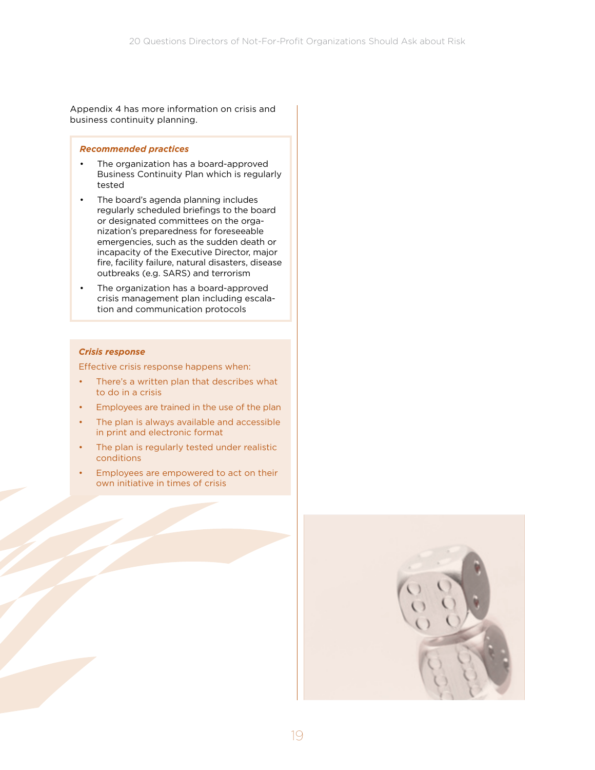Appendix 4 has more information on crisis and business continuity planning.

***Recommended practices***

- The organization has a board-approved Business Continuity Plan which is regularly tested
- The board's agenda planning includes regularly scheduled briefings to the board or designated committees on the organization's preparedness for foreseeable emergencies, such as the sudden death or incapacity of the Executive Director, major fire, facility failure, natural disasters, disease outbreaks (e.g. SARS) and terrorism
- The organization has a board-approved crisis management plan including escalation and communication protocols

***Crisis response***

Effective crisis response happens when:

- There's a written plan that describes what to do in a crisis
- Employees are trained in the use of the plan
- The plan is always available and accessible in print and electronic format
- The plan is regularly tested under realistic conditions
- Employees are empowered to act on their own initiative in times of crisis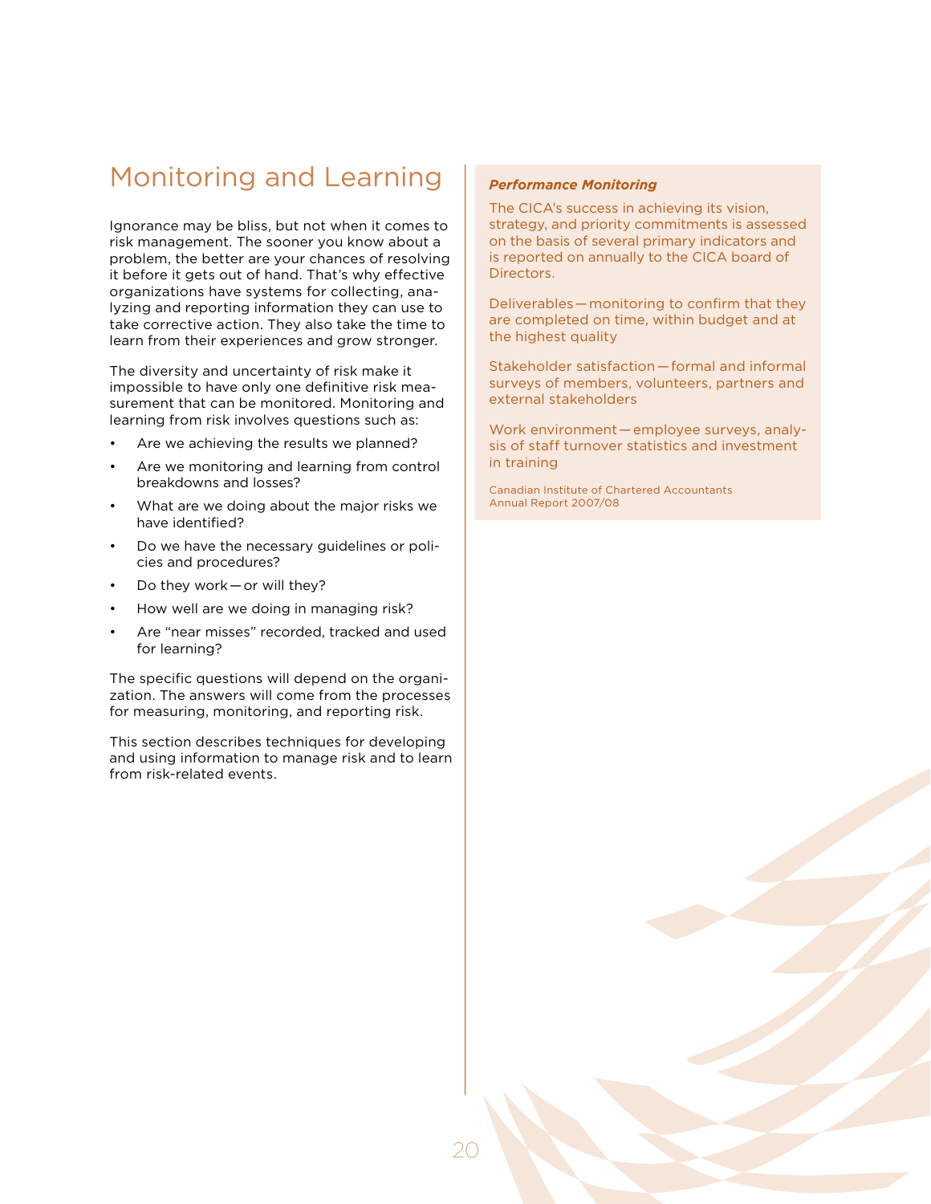# Monitoring and Learning

Ignorance may be bliss, but not when it comes to risk management. The sooner you know about a problem, the better are your chances of resolving it before it gets out of hand. That's why effective organizations have systems for collecting, analyzing and reporting information they can use to take corrective action. They also take the time to learn from their experiences and grow stronger.

The diversity and uncertainty of risk make it impossible to have only one definitive risk measurement that can be monitored. Monitoring and learning from risk involves questions such as:

- Are we achieving the results we planned?
- Are we monitoring and learning from control breakdowns and losses?
- What are we doing about the major risks we have identified?
- Do we have the necessary guidelines or policies and procedures?
- Do they work — or will they?
- How well are we doing in managing risk?
- Are "near misses" recorded, tracked and used for learning?

The specific questions will depend on the organization. The answers will come from the processes for measuring, monitoring, and reporting risk.

This section describes techniques for developing and using information to manage risk and to learn from risk-related events.

***Performance Monitoring***

The CICA's success in achieving its vision, strategy, and priority commitments is assessed on the basis of several primary indicators and is reported on annually to the CICA board of Directors.

Deliverables — monitoring to confirm that they are completed on time, within budget and at the highest quality

Stakeholder satisfaction — formal and informal surveys of members, volunteers, partners and external stakeholders

Work environment — employee surveys, analysis of staff turnover statistics and investment in training

Canadian Institute of Chartered Accountants
Annual Report 2007/08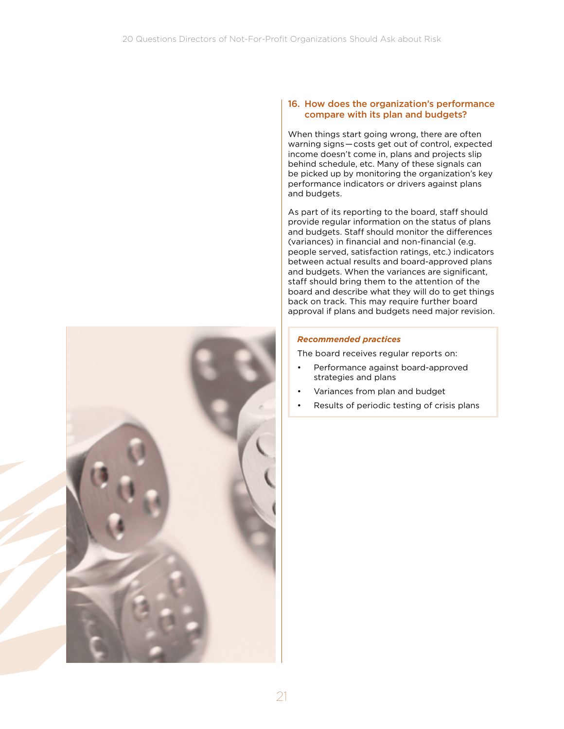## 16. How does the organization's performance compare with its plan and budgets?

When things start going wrong, there are often warning signs — costs get out of control, expected income doesn't come in, plans and projects slip behind schedule, etc. Many of these signals can be picked up by monitoring the organization's key performance indicators or drivers against plans and budgets.

As part of its reporting to the board, staff should provide regular information on the status of plans and budgets. Staff should monitor the differences (variances) in financial and non-financial (e.g. people served, satisfaction ratings, etc.) indicators between actual results and board-approved plans and budgets. When the variances are significant, staff should bring them to the attention of the board and describe what they will do to get things back on track. This may require further board approval if plans and budgets need major revision.

***Recommended practices***

The board receives regular reports on:

- Performance against board-approved strategies and plans
- Variances from plan and budget
- Results of periodic testing of crisis plans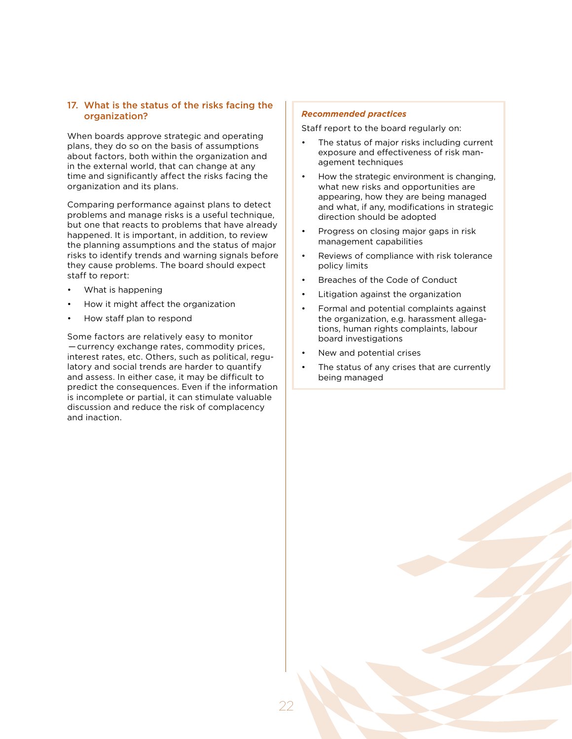## 17. What is the status of the risks facing the organization?

When boards approve strategic and operating plans, they do so on the basis of assumptions about factors, both within the organization and in the external world, that can change at any time and significantly affect the risks facing the organization and its plans.

Comparing performance against plans to detect problems and manage risks is a useful technique, but one that reacts to problems that have already happened. It is important, in addition, to review the planning assumptions and the status of major risks to identify trends and warning signals before they cause problems. The board should expect staff to report:

- What is happening
- How it might affect the organization
- How staff plan to respond

Some factors are relatively easy to monitor —currency exchange rates, commodity prices, interest rates, etc. Others, such as political, regulatory and social trends are harder to quantify and assess. In either case, it may be difficult to predict the consequences. Even if the information is incomplete or partial, it can stimulate valuable discussion and reduce the risk of complacency and inaction.

***Recommended practices***

Staff report to the board regularly on:

- The status of major risks including current exposure and effectiveness of risk management techniques
- How the strategic environment is changing, what new risks and opportunities are appearing, how they are being managed and what, if any, modifications in strategic direction should be adopted
- Progress on closing major gaps in risk management capabilities
- Reviews of compliance with risk tolerance policy limits
- Breaches of the Code of Conduct
- Litigation against the organization
- Formal and potential complaints against the organization, e.g. harassment allegations, human rights complaints, labour board investigations
- New and potential crises
- The status of any crises that are currently being managed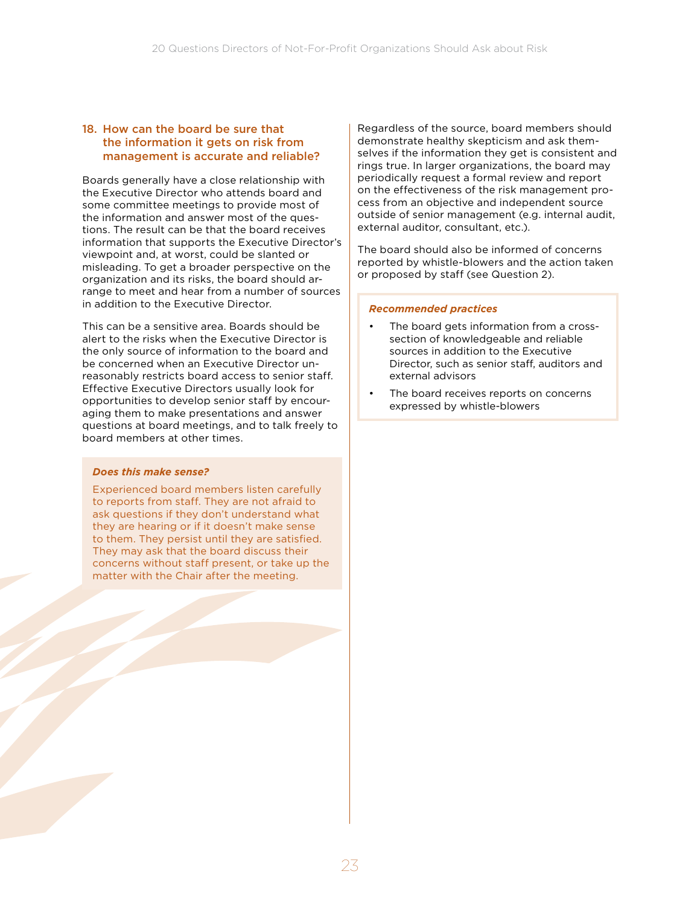## 18. How can the board be sure that the information it gets on risk from management is accurate and reliable?

Boards generally have a close relationship with the Executive Director who attends board and some committee meetings to provide most of the information and answer most of the questions. The result can be that the board receives information that supports the Executive Director's viewpoint and, at worst, could be slanted or misleading. To get a broader perspective on the organization and its risks, the board should arrange to meet and hear from a number of sources in addition to the Executive Director.

This can be a sensitive area. Boards should be alert to the risks when the Executive Director is the only source of information to the board and be concerned when an Executive Director unreasonably restricts board access to senior staff. Effective Executive Directors usually look for opportunities to develop senior staff by encouraging them to make presentations and answer questions at board meetings, and to talk freely to board members at other times.

> ***Does this make sense?***
>
> Experienced board members listen carefully to reports from staff. They are not afraid to ask questions if they don't understand what they are hearing or if it doesn't make sense to them. They persist until they are satisfied. They may ask that the board discuss their concerns without staff present, or take up the matter with the Chair after the meeting.

Regardless of the source, board members should demonstrate healthy skepticism and ask themselves if the information they get is consistent and rings true. In larger organizations, the board may periodically request a formal review and report on the effectiveness of the risk management process from an objective and independent source outside of senior management (e.g. internal audit, external auditor, consultant, etc.).

The board should also be informed of concerns reported by whistle-blowers and the action taken or proposed by staff (see Question 2).

> ***Recommended practices***
>
> - The board gets information from a cross-section of knowledgeable and reliable sources in addition to the Executive Director, such as senior staff, auditors and external advisors
> - The board receives reports on concerns expressed by whistle-blowers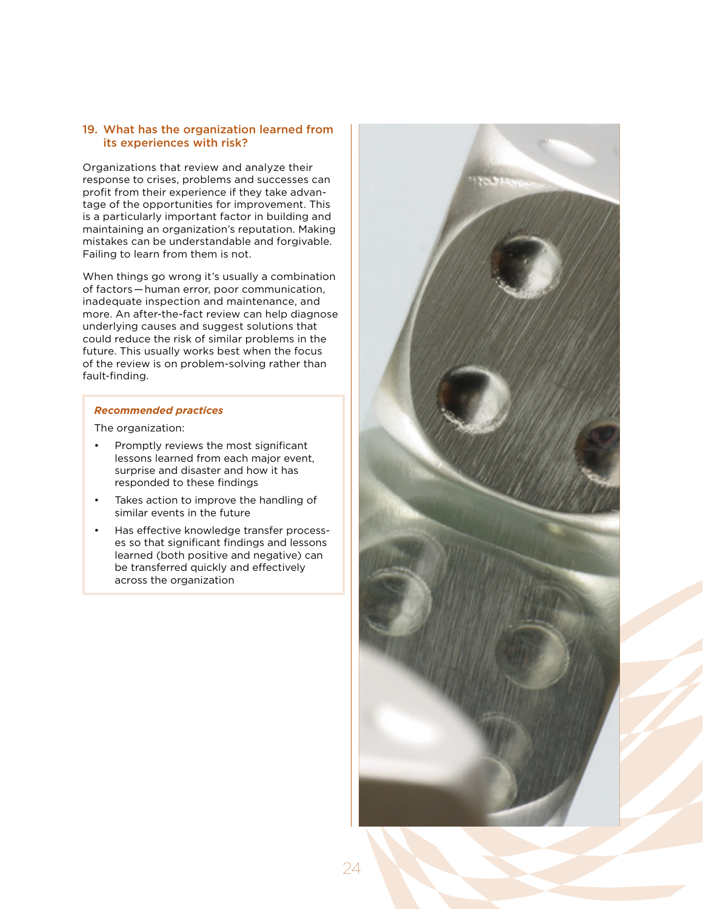### 19. What has the organization learned from its experiences with risk?

Organizations that review and analyze their response to crises, problems and successes can profit from their experience if they take advantage of the opportunities for improvement. This is a particularly important factor in building and maintaining an organization's reputation. Making mistakes can be understandable and forgivable. Failing to learn from them is not.

When things go wrong it's usually a combination of factors — human error, poor communication, inadequate inspection and maintenance, and more. An after-the-fact review can help diagnose underlying causes and suggest solutions that could reduce the risk of similar problems in the future. This usually works best when the focus of the review is on problem-solving rather than fault-finding.

***Recommended practices***

The organization:

- Promptly reviews the most significant lessons learned from each major event, surprise and disaster and how it has responded to these findings
- Takes action to improve the handling of similar events in the future
- Has effective knowledge transfer processes so that significant findings and lessons learned (both positive and negative) can be transferred quickly and effectively across the organization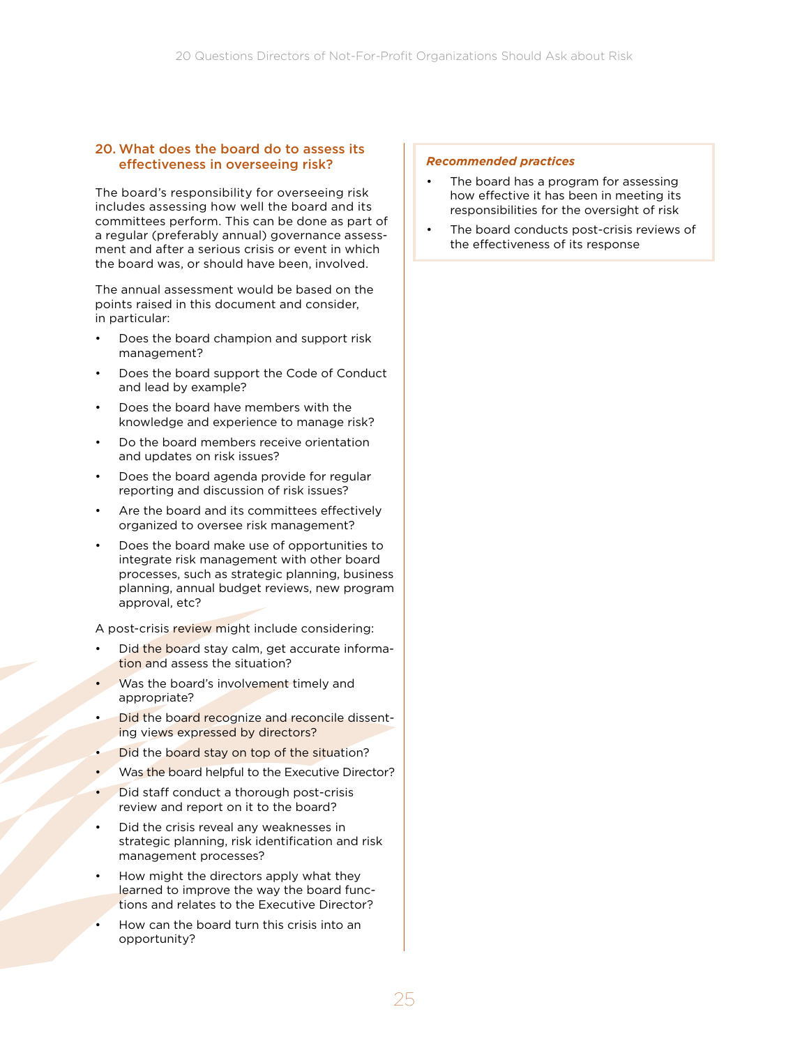## 20. What does the board do to assess its effectiveness in overseeing risk?

The board's responsibility for overseeing risk includes assessing how well the board and its committees perform. This can be done as part of a regular (preferably annual) governance assessment and after a serious crisis or event in which the board was, or should have been, involved.

The annual assessment would be based on the points raised in this document and consider, in particular:

- Does the board champion and support risk management?
- Does the board support the Code of Conduct and lead by example?
- Does the board have members with the knowledge and experience to manage risk?
- Do the board members receive orientation and updates on risk issues?
- Does the board agenda provide for regular reporting and discussion of risk issues?
- Are the board and its committees effectively organized to oversee risk management?
- Does the board make use of opportunities to integrate risk management with other board processes, such as strategic planning, business planning, annual budget reviews, new program approval, etc?

A post-crisis review might include considering:

- Did the board stay calm, get accurate information and assess the situation?
- Was the board's involvement timely and appropriate?
- Did the board recognize and reconcile dissenting views expressed by directors?
- Did the board stay on top of the situation?
- Was the board helpful to the Executive Director?
- Did staff conduct a thorough post-crisis review and report on it to the board?
- Did the crisis reveal any weaknesses in strategic planning, risk identification and risk management processes?
- How might the directors apply what they learned to improve the way the board functions and relates to the Executive Director?
- How can the board turn this crisis into an opportunity?

***Recommended practices***

- The board has a program for assessing how effective it has been in meeting its responsibilities for the oversight of risk
- The board conducts post-crisis reviews of the effectiveness of its response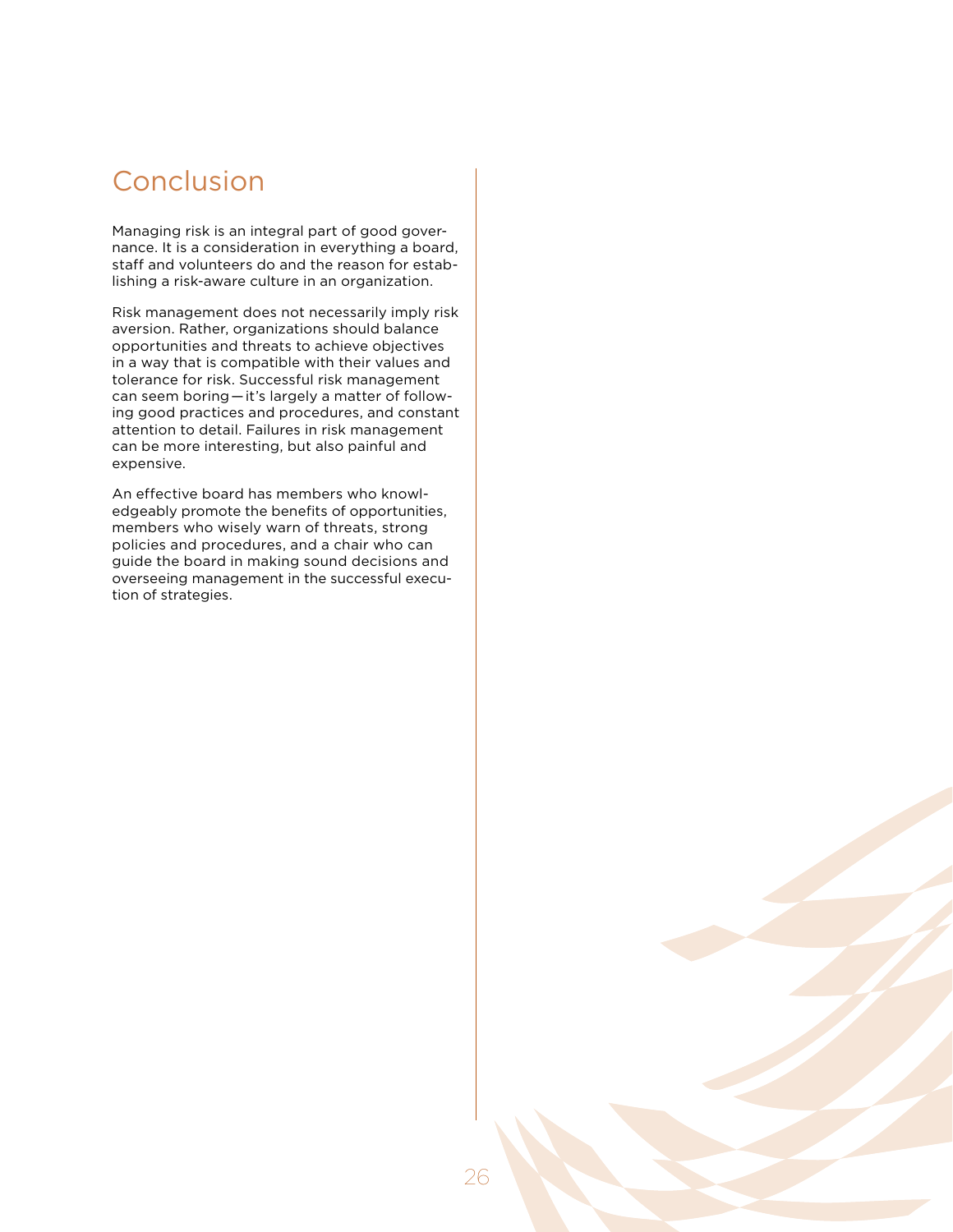# Conclusion

Managing risk is an integral part of good governance. It is a consideration in everything a board, staff and volunteers do and the reason for establishing a risk-aware culture in an organization.

Risk management does not necessarily imply risk aversion. Rather, organizations should balance opportunities and threats to achieve objectives in a way that is compatible with their values and tolerance for risk. Successful risk management can seem boring — it's largely a matter of following good practices and procedures, and constant attention to detail. Failures in risk management can be more interesting, but also painful and expensive.

An effective board has members who knowledgeably promote the benefits of opportunities, members who wisely warn of threats, strong policies and procedures, and a chair who can guide the board in making sound decisions and overseeing management in the successful execution of strategies.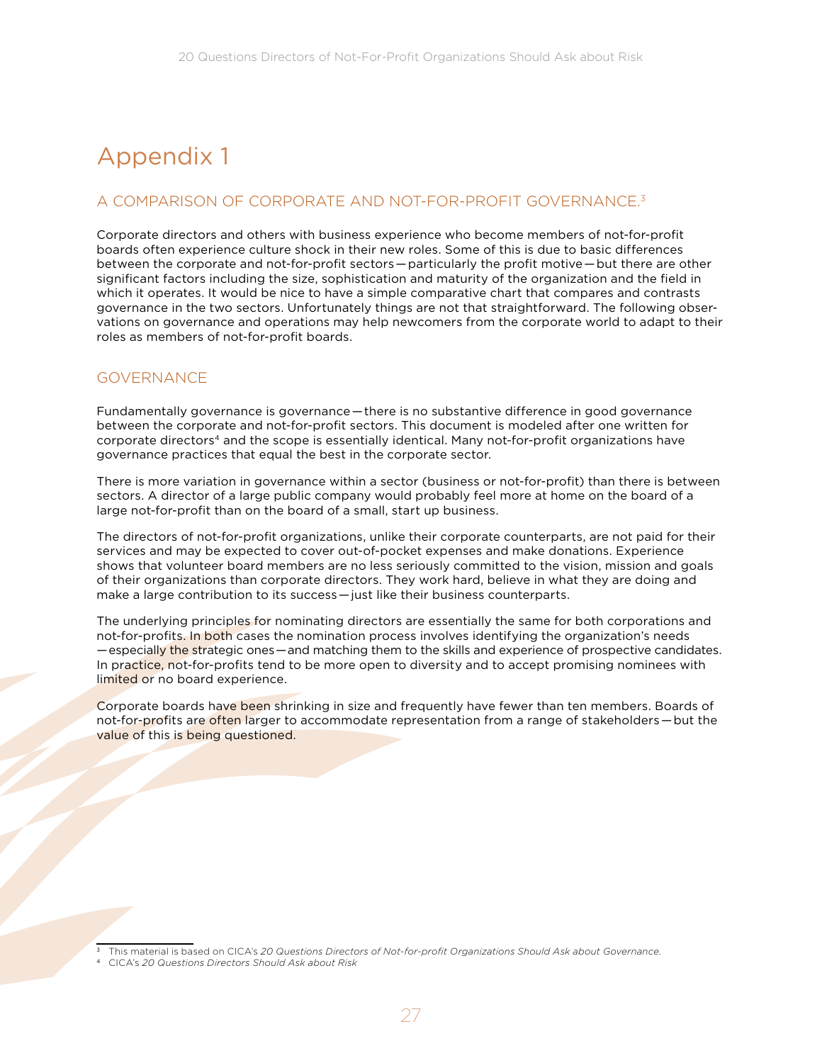# Appendix 1

## A COMPARISON OF CORPORATE AND NOT-FOR-PROFIT GOVERNANCE.[3]

Corporate directors and others with business experience who become members of not-for-profit boards often experience culture shock in their new roles. Some of this is due to basic differences between the corporate and not-for-profit sectors — particularly the profit motive — but there are other significant factors including the size, sophistication and maturity of the organization and the field in which it operates. It would be nice to have a simple comparative chart that compares and contrasts governance in the two sectors. Unfortunately things are not that straightforward. The following observations on governance and operations may help newcomers from the corporate world to adapt to their roles as members of not-for-profit boards.

## GOVERNANCE

Fundamentally governance is governance — there is no substantive difference in good governance between the corporate and not-for-profit sectors. This document is modeled after one written for corporate directors[4] and the scope is essentially identical. Many not-for-profit organizations have governance practices that equal the best in the corporate sector.

There is more variation in governance within a sector (business or not-for-profit) than there is between sectors. A director of a large public company would probably feel more at home on the board of a large not-for-profit than on the board of a small, start up business.

The directors of not-for-profit organizations, unlike their corporate counterparts, are not paid for their services and may be expected to cover out-of-pocket expenses and make donations. Experience shows that volunteer board members are no less seriously committed to the vision, mission and goals of their organizations than corporate directors. They work hard, believe in what they are doing and make a large contribution to its success — just like their business counterparts.

The underlying principles for nominating directors are essentially the same for both corporations and not-for-profits. In both cases the nomination process involves identifying the organization's needs — especially the strategic ones — and matching them to the skills and experience of prospective candidates. In practice, not-for-profits tend to be more open to diversity and to accept promising nominees with limited or no board experience.

Corporate boards have been shrinking in size and frequently have fewer than ten members. Boards of not-for-profits are often larger to accommodate representation from a range of stakeholders — but the value of this is being questioned.

---

[3] This material is based on CICA's *20 Questions Directors of Not-for-profit Organizations Should Ask about Governance.*

[4] CICA's *20 Questions Directors Should Ask about Risk*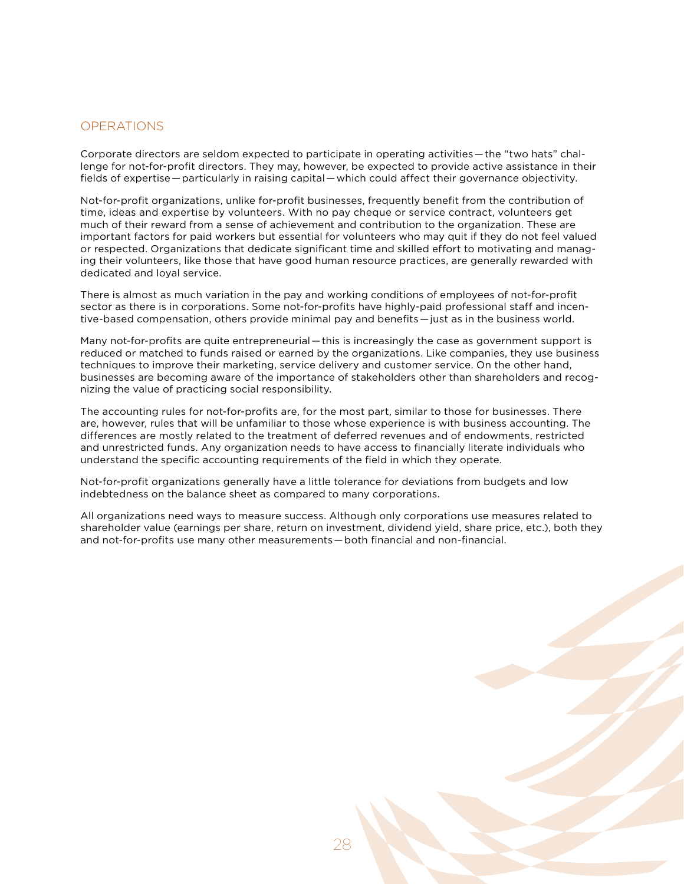## OPERATIONS

Corporate directors are seldom expected to participate in operating activities — the "two hats" challenge for not-for-profit directors. They may, however, be expected to provide active assistance in their fields of expertise — particularly in raising capital — which could affect their governance objectivity.

Not-for-profit organizations, unlike for-profit businesses, frequently benefit from the contribution of time, ideas and expertise by volunteers. With no pay cheque or service contract, volunteers get much of their reward from a sense of achievement and contribution to the organization. These are important factors for paid workers but essential for volunteers who may quit if they do not feel valued or respected. Organizations that dedicate significant time and skilled effort to motivating and managing their volunteers, like those that have good human resource practices, are generally rewarded with dedicated and loyal service.

There is almost as much variation in the pay and working conditions of employees of not-for-profit sector as there is in corporations. Some not-for-profits have highly-paid professional staff and incentive-based compensation, others provide minimal pay and benefits — just as in the business world.

Many not-for-profits are quite entrepreneurial — this is increasingly the case as government support is reduced or matched to funds raised or earned by the organizations. Like companies, they use business techniques to improve their marketing, service delivery and customer service. On the other hand, businesses are becoming aware of the importance of stakeholders other than shareholders and recognizing the value of practicing social responsibility.

The accounting rules for not-for-profits are, for the most part, similar to those for businesses. There are, however, rules that will be unfamiliar to those whose experience is with business accounting. The differences are mostly related to the treatment of deferred revenues and of endowments, restricted and unrestricted funds. Any organization needs to have access to financially literate individuals who understand the specific accounting requirements of the field in which they operate.

Not-for-profit organizations generally have a little tolerance for deviations from budgets and low indebtedness on the balance sheet as compared to many corporations.

All organizations need ways to measure success. Although only corporations use measures related to shareholder value (earnings per share, return on investment, dividend yield, share price, etc.), both they and not-for-profits use many other measurements — both financial and non-financial.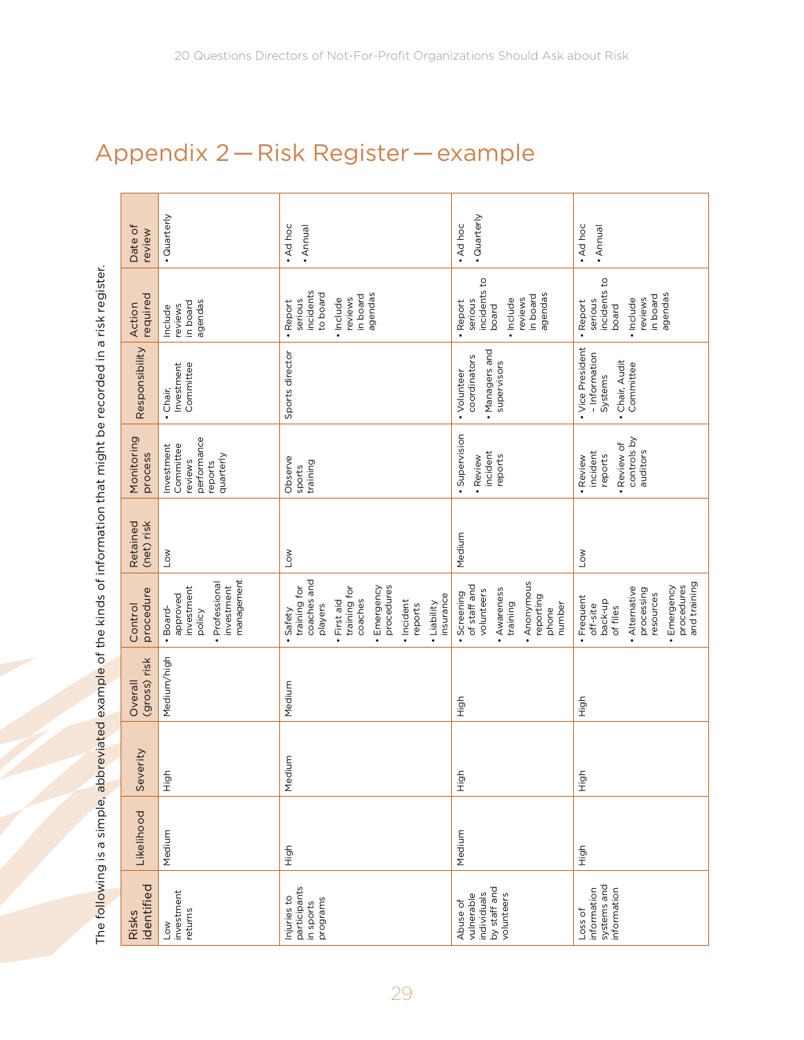# Appendix 2 — Risk Register — example

The following is a simple, abbreviated example of the kinds of information that might be recorded in a risk register.

| Risks identified | Likelihood | Severity | Overall (gross) risk | Control procedure | Retained (net) risk | Monitoring process | Responsibility | Action required | Date of review |
|---|---|---|---|---|---|---|---|---|---|
| Low investment returns | Medium | High | Medium/high | • Board-approved investment policy<br>• Professional investment management | Low | Investment Committee reviews performance reports quarterly | • Chair, Investment Committee | Include reviews in board agendas | • Quarterly |
| Injuries to participants in sports programs | High | Medium | Medium | • Safety training for coaches and players<br>• First aid training for coaches<br>• Emergency procedures<br>• Incident reports<br>• Liability insurance | Low | Observe sports training | Sports director | • Report serious incidents to board<br>• Include reviews in board agendas | • Ad hoc<br>• Annual |
| Abuse of vulnerable individuals by staff and volunteers | Medium | High | High | • Screening of staff and volunteers<br>• Awareness training<br>• Anonymous reporting phone number | Medium | • Supervision<br>• Review incident reports | • Volunteer coordinators<br>• Managers and supervisors | • Report serious incidents to board<br>• Include reviews in board agendas | • Ad hoc<br>• Quarterly |
| Loss of information systems and information | High | High | High | • Frequent off-site back-up of files<br>• Alternative processing resources<br>• Emergency procedures and training | Low | • Review incident reports<br>• Review of controls by auditors | • Vice President – Information Systems<br>• Chair, Audit Committee | • Report serious incidents to board<br>• Include reviews in board agendas | • Ad hoc<br>• Annual |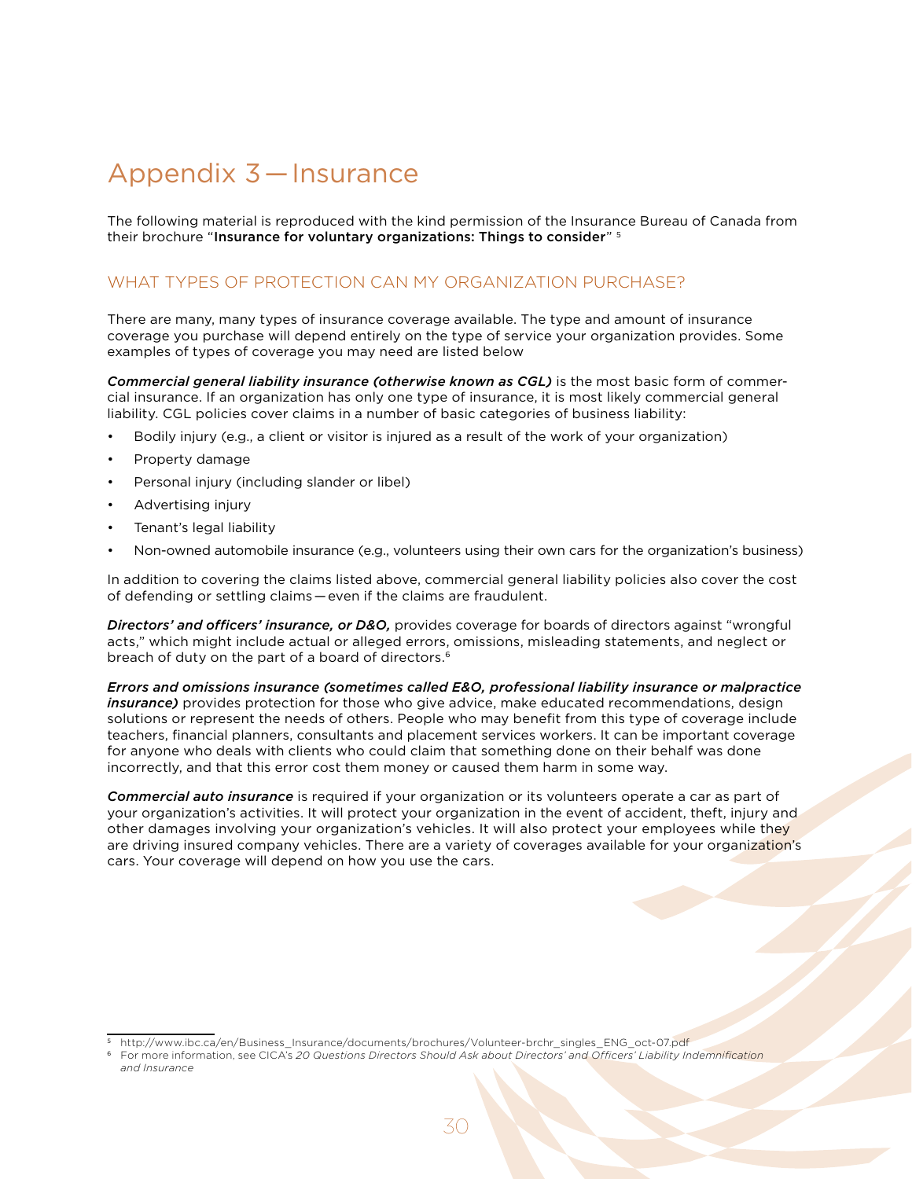# Appendix 3 — Insurance

The following material is reproduced with the kind permission of the Insurance Bureau of Canada from their brochure "**Insurance for voluntary organizations: Things to consider**" [5]

## WHAT TYPES OF PROTECTION CAN MY ORGANIZATION PURCHASE?

There are many, many types of insurance coverage available. The type and amount of insurance coverage you purchase will depend entirely on the type of service your organization provides. Some examples of types of coverage you may need are listed below

***Commercial general liability insurance (otherwise known as CGL)*** is the most basic form of commercial insurance. If an organization has only one type of insurance, it is most likely commercial general liability. CGL policies cover claims in a number of basic categories of business liability:

- Bodily injury (e.g., a client or visitor is injured as a result of the work of your organization)
- Property damage
- Personal injury (including slander or libel)
- Advertising injury
- Tenant's legal liability
- Non-owned automobile insurance (e.g., volunteers using their own cars for the organization's business)

In addition to covering the claims listed above, commercial general liability policies also cover the cost of defending or settling claims — even if the claims are fraudulent.

***Directors' and officers' insurance, or D&O,*** provides coverage for boards of directors against "wrongful acts," which might include actual or alleged errors, omissions, misleading statements, and neglect or breach of duty on the part of a board of directors.[6]

***Errors and omissions insurance (sometimes called E&O, professional liability insurance or malpractice insurance)*** provides protection for those who give advice, make educated recommendations, design solutions or represent the needs of others. People who may benefit from this type of coverage include teachers, financial planners, consultants and placement services workers. It can be important coverage for anyone who deals with clients who could claim that something done on their behalf was done incorrectly, and that this error cost them money or caused them harm in some way.

***Commercial auto insurance*** is required if your organization or its volunteers operate a car as part of your organization's activities. It will protect your organization in the event of accident, theft, injury and other damages involving your organization's vehicles. It will also protect your employees while they are driving insured company vehicles. There are a variety of coverages available for your organization's cars. Your coverage will depend on how you use the cars.

---

[5] http://www.ibc.ca/en/Business_Insurance/documents/brochures/Volunteer-brchr_singles_ENG_oct-07.pdf

[6] For more information, see CICA's *20 Questions Directors Should Ask about Directors' and Officers' Liability Indemnification and Insurance*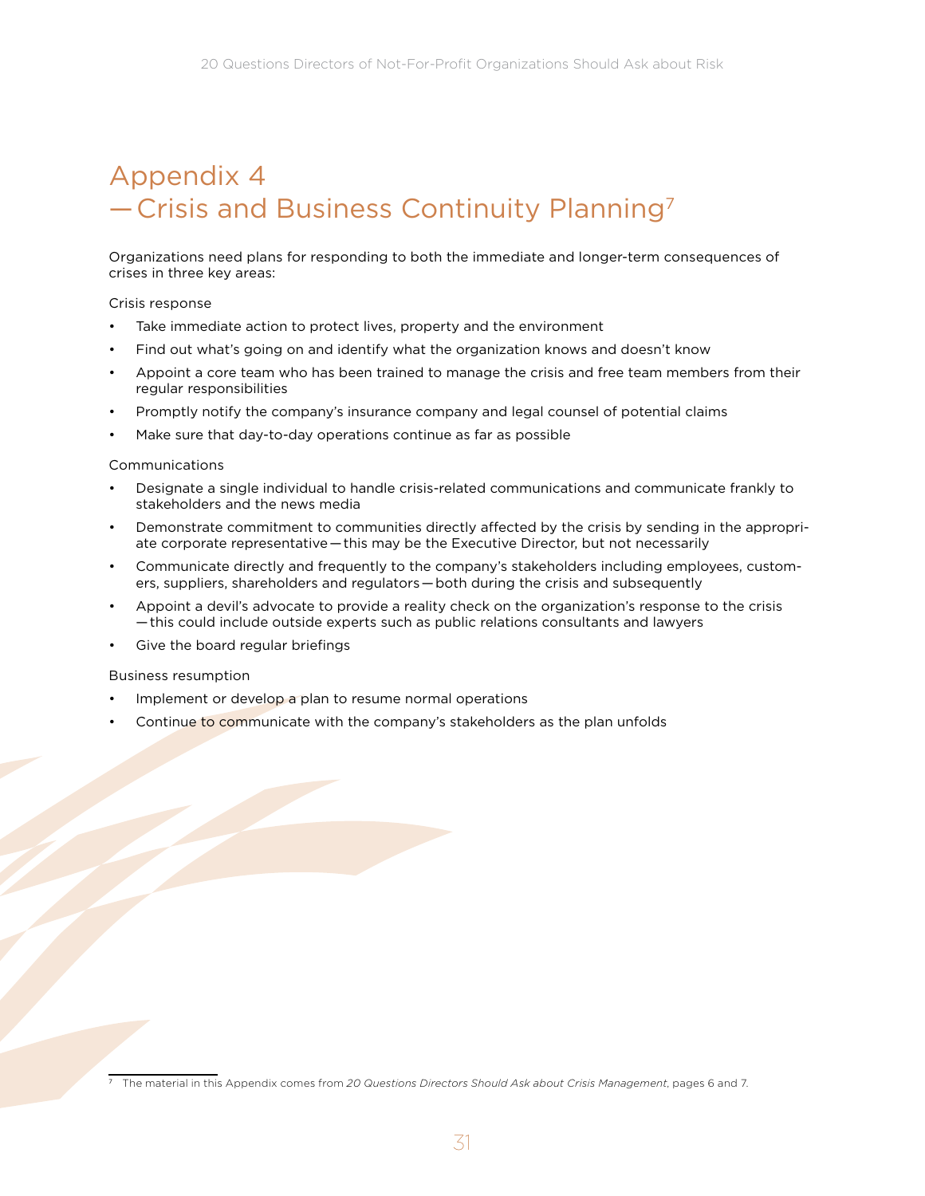# Appendix 4 — Crisis and Business Continuity Planning[7]

Organizations need plans for responding to both the immediate and longer-term consequences of crises in three key areas:

Crisis response

- Take immediate action to protect lives, property and the environment
- Find out what's going on and identify what the organization knows and doesn't know
- Appoint a core team who has been trained to manage the crisis and free team members from their regular responsibilities
- Promptly notify the company's insurance company and legal counsel of potential claims
- Make sure that day-to-day operations continue as far as possible

Communications

- Designate a single individual to handle crisis-related communications and communicate frankly to stakeholders and the news media
- Demonstrate commitment to communities directly affected by the crisis by sending in the appropriate corporate representative — this may be the Executive Director, but not necessarily
- Communicate directly and frequently to the company's stakeholders including employees, customers, suppliers, shareholders and regulators — both during the crisis and subsequently
- Appoint a devil's advocate to provide a reality check on the organization's response to the crisis — this could include outside experts such as public relations consultants and lawyers
- Give the board regular briefings

Business resumption

- Implement or develop a plan to resume normal operations
- Continue to communicate with the company's stakeholders as the plan unfolds

[7] The material in this Appendix comes from *20 Questions Directors Should Ask about Crisis Management*, pages 6 and 7.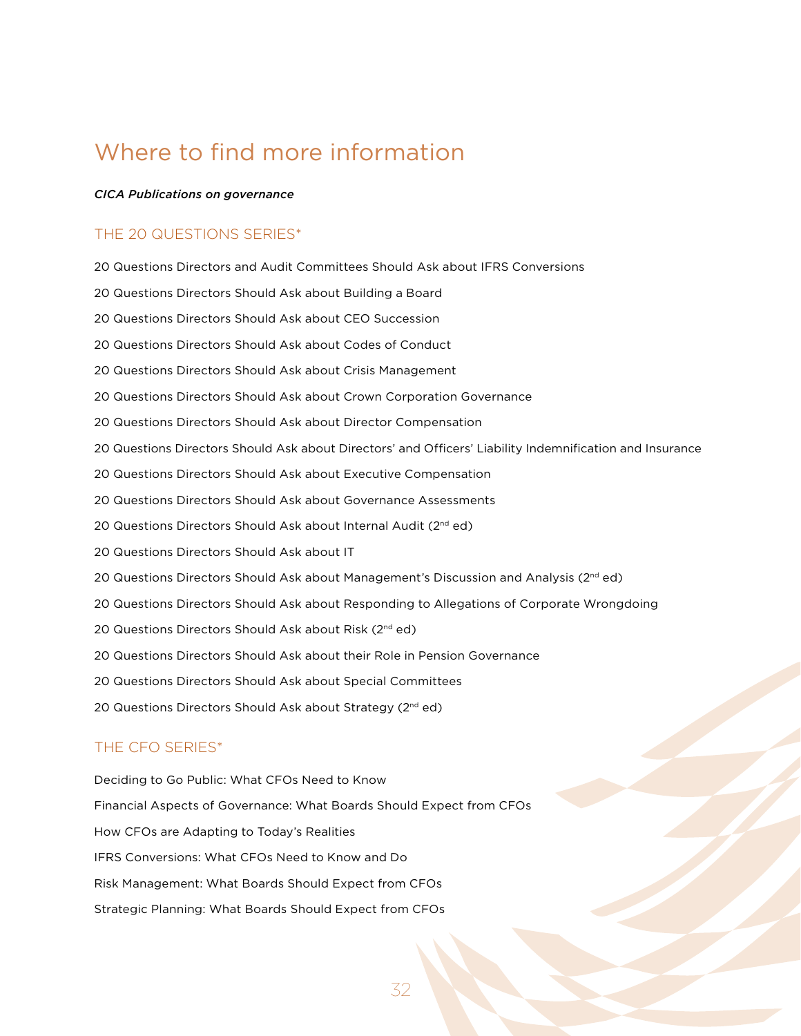# Where to find more information

***CICA Publications on governance***

## THE 20 QUESTIONS SERIES*

20 Questions Directors and Audit Committees Should Ask about IFRS Conversions

20 Questions Directors Should Ask about Building a Board

20 Questions Directors Should Ask about CEO Succession

20 Questions Directors Should Ask about Codes of Conduct

20 Questions Directors Should Ask about Crisis Management

20 Questions Directors Should Ask about Crown Corporation Governance

20 Questions Directors Should Ask about Director Compensation

20 Questions Directors Should Ask about Directors' and Officers' Liability Indemnification and Insurance

20 Questions Directors Should Ask about Executive Compensation

20 Questions Directors Should Ask about Governance Assessments

20 Questions Directors Should Ask about Internal Audit (2nd ed)

20 Questions Directors Should Ask about IT

20 Questions Directors Should Ask about Management's Discussion and Analysis (2nd ed)

20 Questions Directors Should Ask about Responding to Allegations of Corporate Wrongdoing

20 Questions Directors Should Ask about Risk (2nd ed)

20 Questions Directors Should Ask about their Role in Pension Governance

20 Questions Directors Should Ask about Special Committees

20 Questions Directors Should Ask about Strategy (2nd ed)

## THE CFO SERIES*

Deciding to Go Public: What CFOs Need to Know

Financial Aspects of Governance: What Boards Should Expect from CFOs

How CFOs are Adapting to Today's Realities

IFRS Conversions: What CFOs Need to Know and Do

Risk Management: What Boards Should Expect from CFOs

Strategic Planning: What Boards Should Expect from CFOs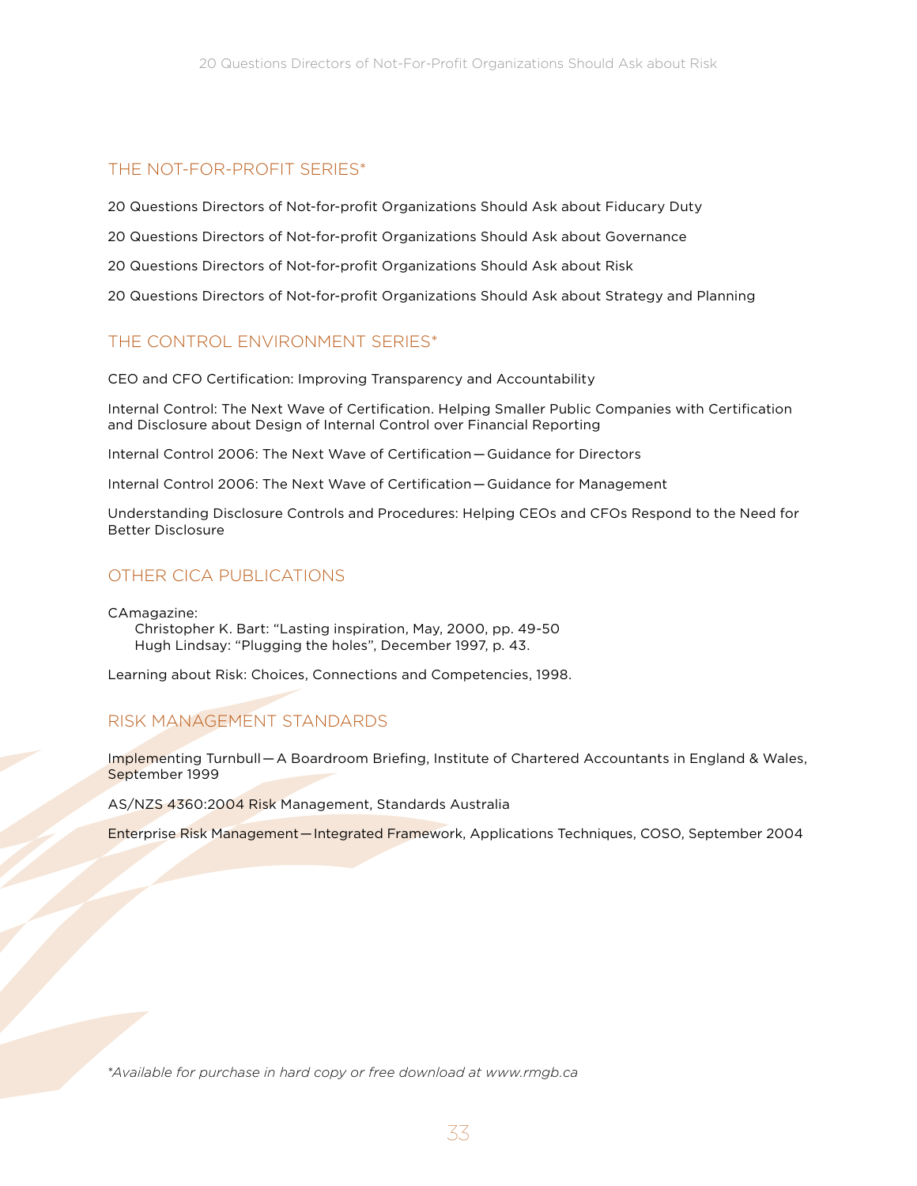## THE NOT-FOR-PROFIT SERIES*

20 Questions Directors of Not-for-profit Organizations Should Ask about Fiducary Duty

20 Questions Directors of Not-for-profit Organizations Should Ask about Governance

20 Questions Directors of Not-for-profit Organizations Should Ask about Risk

20 Questions Directors of Not-for-profit Organizations Should Ask about Strategy and Planning

## THE CONTROL ENVIRONMENT SERIES*

CEO and CFO Certification: Improving Transparency and Accountability

Internal Control: The Next Wave of Certification. Helping Smaller Public Companies with Certification and Disclosure about Design of Internal Control over Financial Reporting

Internal Control 2006: The Next Wave of Certification — Guidance for Directors

Internal Control 2006: The Next Wave of Certification — Guidance for Management

Understanding Disclosure Controls and Procedures: Helping CEOs and CFOs Respond to the Need for Better Disclosure

## OTHER CICA PUBLICATIONS

CAmagazine:
Christopher K. Bart: "Lasting inspiration, May, 2000, pp. 49-50
Hugh Lindsay: "Plugging the holes", December 1997, p. 43.

Learning about Risk: Choices, Connections and Competencies, 1998.

## RISK MANAGEMENT STANDARDS

Implementing Turnbull — A Boardroom Briefing, Institute of Chartered Accountants in England & Wales, September 1999

AS/NZS 4360:2004 Risk Management, Standards Australia

Enterprise Risk Management — Integrated Framework, Applications Techniques, COSO, September 2004

*\*Available for purchase in hard copy or free download at www.rmgb.ca*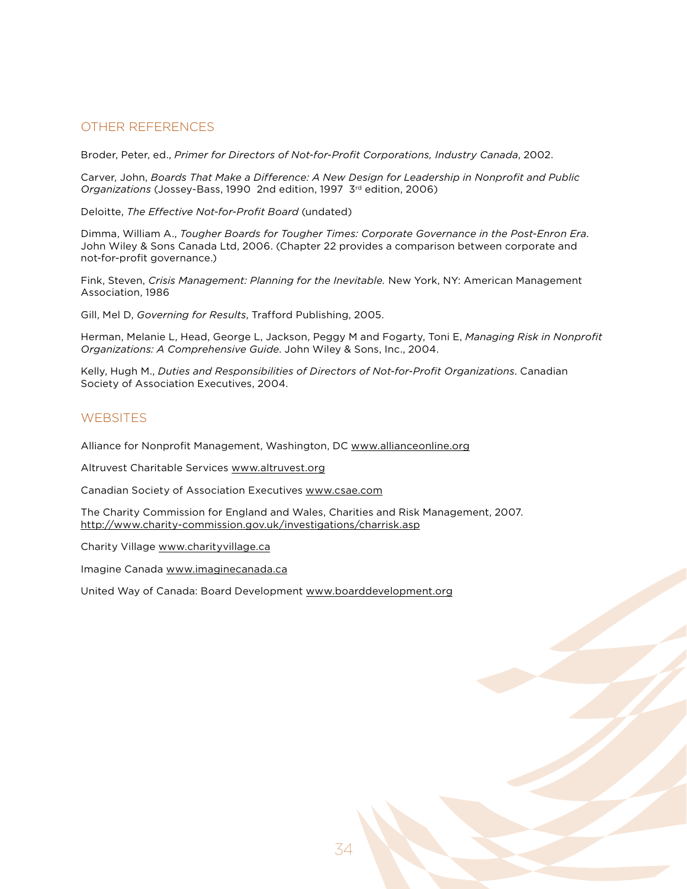## OTHER REFERENCES

Broder, Peter, ed., *Primer for Directors of Not-for-Profit Corporations, Industry Canada*, 2002.

Carver, John, *Boards That Make a Difference: A New Design for Leadership in Nonprofit and Public Organizations* (Jossey-Bass, 1990 2nd edition, 1997 3rd edition, 2006)

Deloitte, *The Effective Not-for-Profit Board* (undated)

Dimma, William A., *Tougher Boards for Tougher Times: Corporate Governance in the Post-Enron Era*. John Wiley & Sons Canada Ltd, 2006. (Chapter 22 provides a comparison between corporate and not-for-profit governance.)

Fink, Steven, *Crisis Management: Planning for the Inevitable.* New York, NY: American Management Association, 1986

Gill, Mel D, *Governing for Results*, Trafford Publishing, 2005.

Herman, Melanie L, Head, George L, Jackson, Peggy M and Fogarty, Toni E, *Managing Risk in Nonprofit Organizations: A Comprehensive Guide*. John Wiley & Sons, Inc., 2004.

Kelly, Hugh M., *Duties and Responsibilities of Directors of Not-for-Profit Organizations*. Canadian Society of Association Executives, 2004.

## WEBSITES

Alliance for Nonprofit Management, Washington, DC www.allianceonline.org

Altruvest Charitable Services www.altruvest.org

Canadian Society of Association Executives www.csae.com

The Charity Commission for England and Wales, Charities and Risk Management, 2007. http://www.charity-commission.gov.uk/investigations/charrisk.asp

Charity Village www.charityvillage.ca

Imagine Canada www.imaginecanada.ca

United Way of Canada: Board Development www.boarddevelopment.org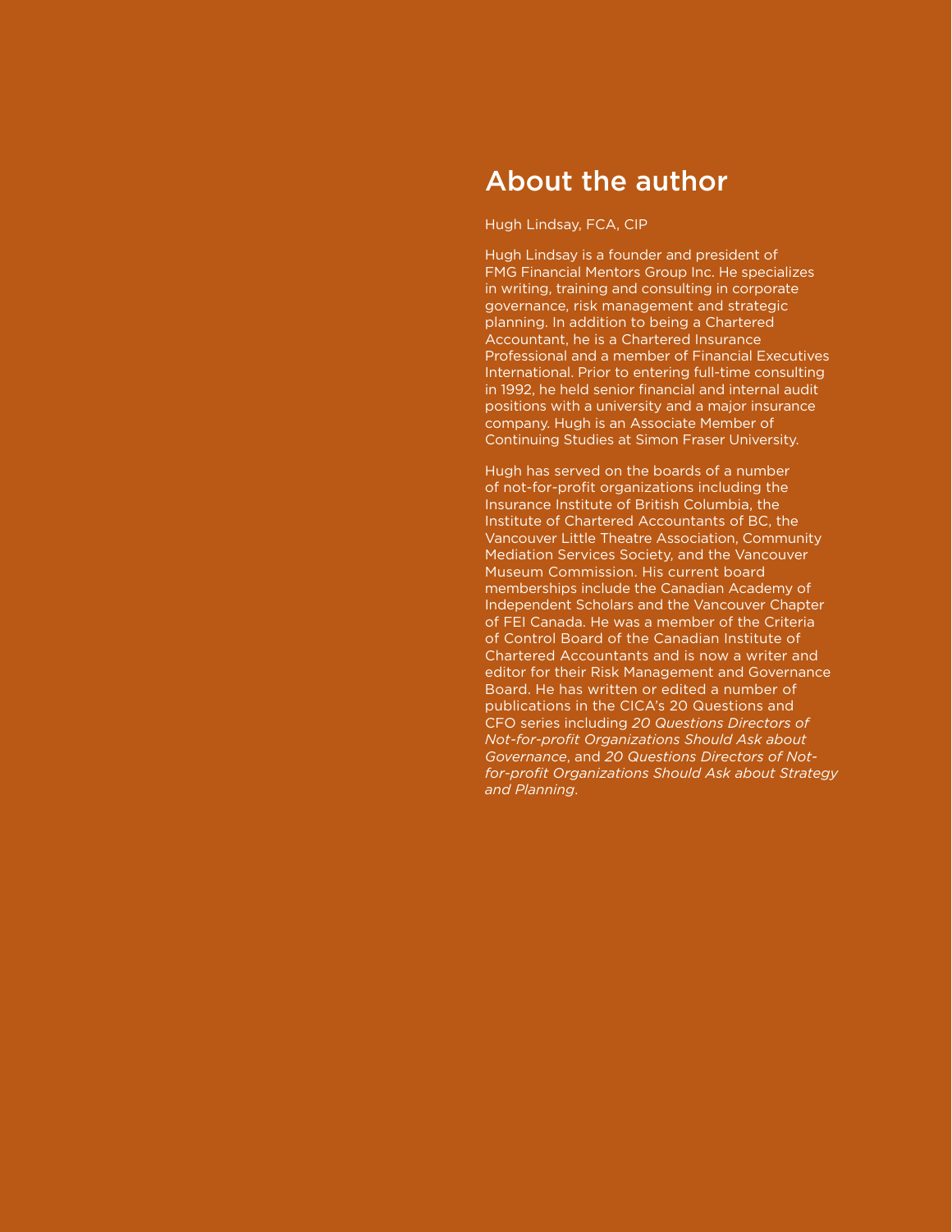# About the author

Hugh Lindsay, FCA, CIP

Hugh Lindsay is a founder and president of FMG Financial Mentors Group Inc. He specializes in writing, training and consulting in corporate governance, risk management and strategic planning. In addition to being a Chartered Accountant, he is a Chartered Insurance Professional and a member of Financial Executives International. Prior to entering full-time consulting in 1992, he held senior financial and internal audit positions with a university and a major insurance company. Hugh is an Associate Member of Continuing Studies at Simon Fraser University.

Hugh has served on the boards of a number of not-for-profit organizations including the Insurance Institute of British Columbia, the Institute of Chartered Accountants of BC, the Vancouver Little Theatre Association, Community Mediation Services Society, and the Vancouver Museum Commission. His current board memberships include the Canadian Academy of Independent Scholars and the Vancouver Chapter of FEI Canada. He was a member of the Criteria of Control Board of the Canadian Institute of Chartered Accountants and is now a writer and editor for their Risk Management and Governance Board. He has written or edited a number of publications in the CICA's 20 Questions and CFO series including *20 Questions Directors of Not-for-profit Organizations Should Ask about Governance*, and *20 Questions Directors of Not-for-profit Organizations Should Ask about Strategy and Planning*.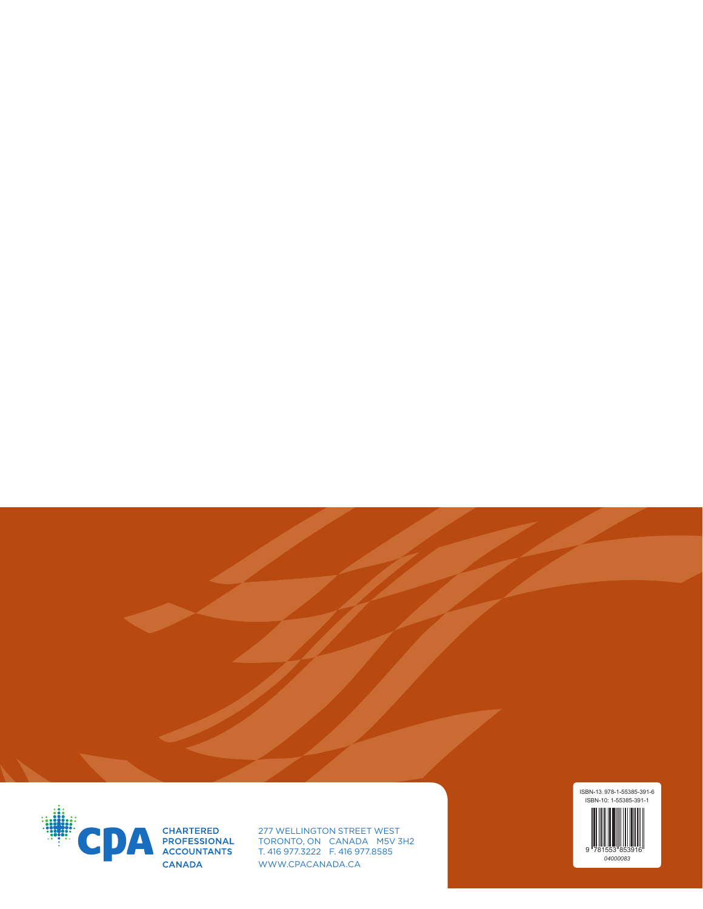CHARTERED
PROFESSIONAL
ACCOUNTANTS
CANADA

277 WELLINGTON STREET WEST
TORONTO, ON CANADA M5V 3H2
T. 416 977.3222 F. 416 977.8585
WWW.CPACANADA.CA

ISBN-13: 978-1-55385-391-6
ISBN-10: 1-55385-391-1

9 781553 853916

04000083